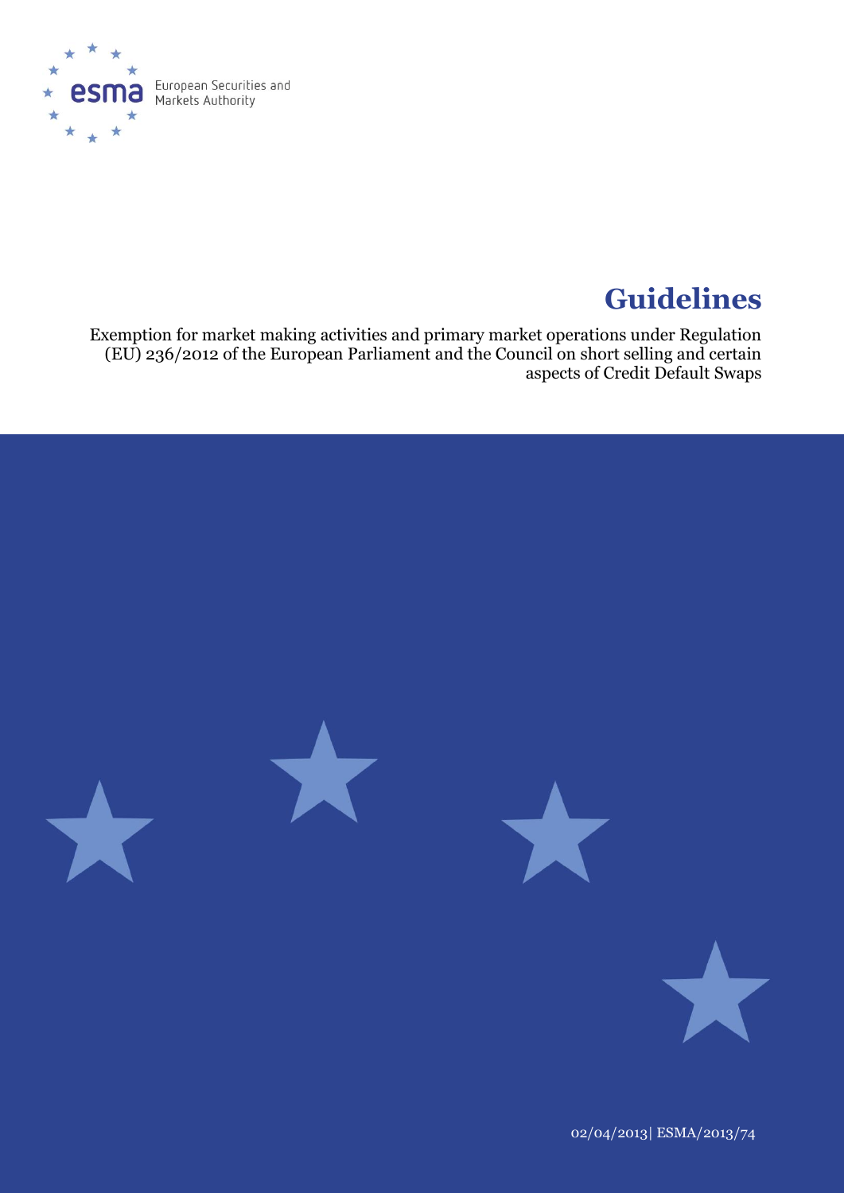European Securities and Markets Authority

# Guidelines

Exemption for market making activities and primary market operations under Regulation (EU) 236/2012 of the European Parliament and the Council on short selling and certain aspects of Credit Default Swaps

02/04/2013| ESMA/2013/74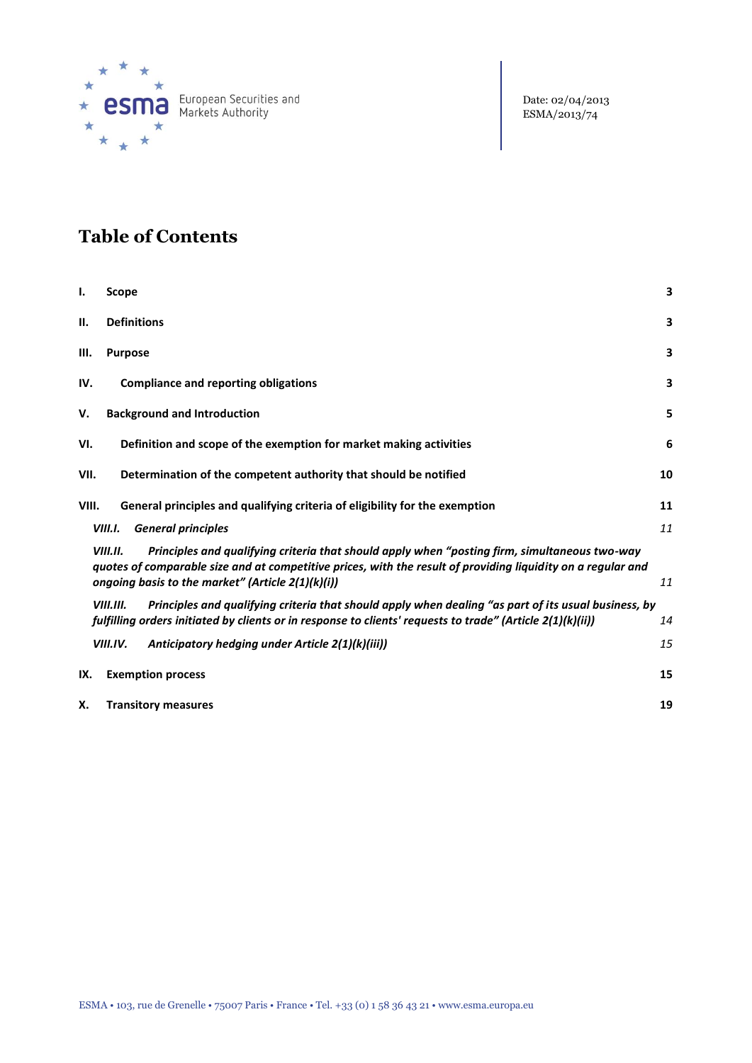Date: 02/04/2013
ESMA/2013/74

# Table of Contents

| | | |
|---|---|---|
| **I.** | **Scope** | **3** |
| **II.** | **Definitions** | **3** |
| **III.** | **Purpose** | **3** |
| **IV.** | **Compliance and reporting obligations** | **3** |
| **V.** | **Background and Introduction** | **5** |
| **VI.** | **Definition and scope of the exemption for market making activities** | **6** |
| **VII.** | **Determination of the competent authority that should be notified** | **10** |
| **VIII.** | **General principles and qualifying criteria of eligibility for the exemption** | **11** |
| *VIII.I.* | ***General principles*** | *11* |
| *VIII.II.* | ***Principles and qualifying criteria that should apply when "posting firm, simultaneous two-way quotes of comparable size and at competitive prices, with the result of providing liquidity on a regular and ongoing basis to the market" (Article 2(1)(k)(i))*** | *11* |
| *VIII.III.* | ***Principles and qualifying criteria that should apply when dealing "as part of its usual business, by fulfilling orders initiated by clients or in response to clients' requests to trade" (Article 2(1)(k)(ii))*** | *14* |
| *VIII.IV.* | ***Anticipatory hedging under Article 2(1)(k)(iii))*** | *15* |
| **IX.** | **Exemption process** | **15** |
| **X.** | **Transitory measures** | **19** |

ESMA • 103, rue de Grenelle • 75007 Paris • France • Tel. +33 (0) 1 58 36 43 21 • www.esma.europa.eu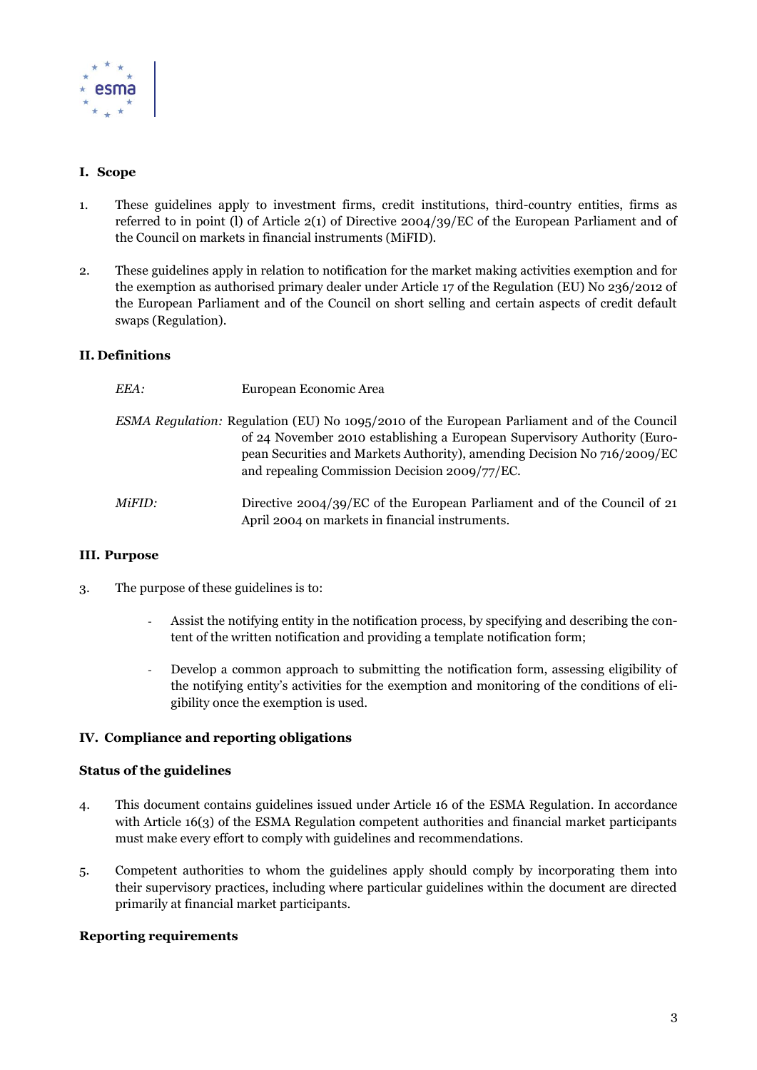## I. Scope

1. These guidelines apply to investment firms, credit institutions, third-country entities, firms as referred to in point (l) of Article 2(1) of Directive 2004/39/EC of the European Parliament and of the Council on markets in financial instruments (MiFID).

2. These guidelines apply in relation to notification for the market making activities exemption and for the exemption as authorised primary dealer under Article 17 of the Regulation (EU) No 236/2012 of the European Parliament and of the Council on short selling and certain aspects of credit default swaps (Regulation).

## II. Definitions

| | |
|---|---|
| *EEA:* | European Economic Area |
| *ESMA Regulation:* | Regulation (EU) No 1095/2010 of the European Parliament and of the Council of 24 November 2010 establishing a European Supervisory Authority (European Securities and Markets Authority), amending Decision No 716/2009/EC and repealing Commission Decision 2009/77/EC. |
| *MiFID:* | Directive 2004/39/EC of the European Parliament and of the Council of 21 April 2004 on markets in financial instruments. |

## III. Purpose

3. The purpose of these guidelines is to:

   - Assist the notifying entity in the notification process, by specifying and describing the content of the written notification and providing a template notification form;

   - Develop a common approach to submitting the notification form, assessing eligibility of the notifying entity's activities for the exemption and monitoring of the conditions of eligibility once the exemption is used.

## IV. Compliance and reporting obligations

### Status of the guidelines

4. This document contains guidelines issued under Article 16 of the ESMA Regulation. In accordance with Article 16(3) of the ESMA Regulation competent authorities and financial market participants must make every effort to comply with guidelines and recommendations.

5. Competent authorities to whom the guidelines apply should comply by incorporating them into their supervisory practices, including where particular guidelines within the document are directed primarily at financial market participants.

### Reporting requirements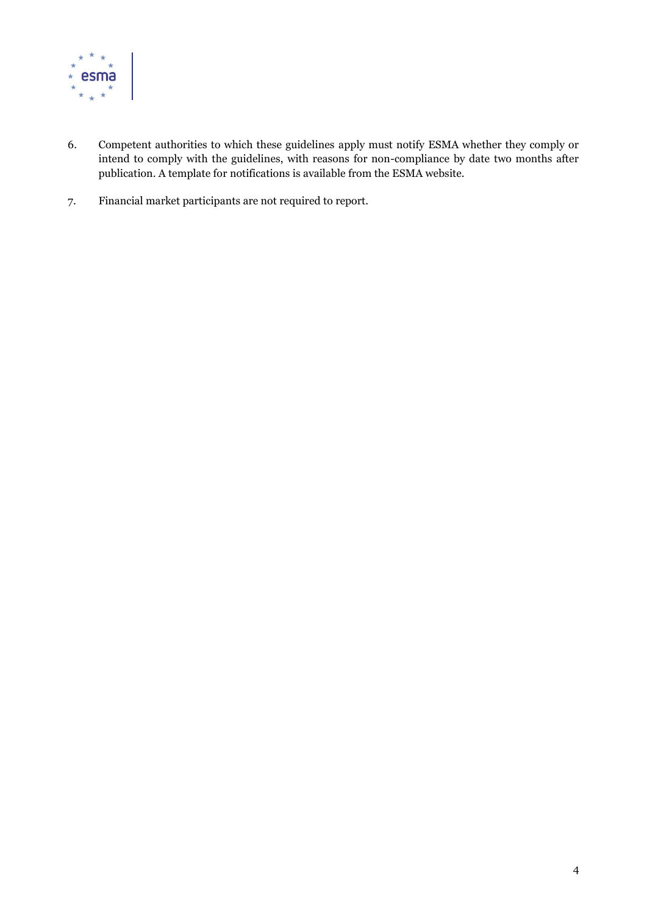6. Competent authorities to which these guidelines apply must notify ESMA whether they comply or intend to comply with the guidelines, with reasons for non-compliance by date two months after publication. A template for notifications is available from the ESMA website.

7. Financial market participants are not required to report.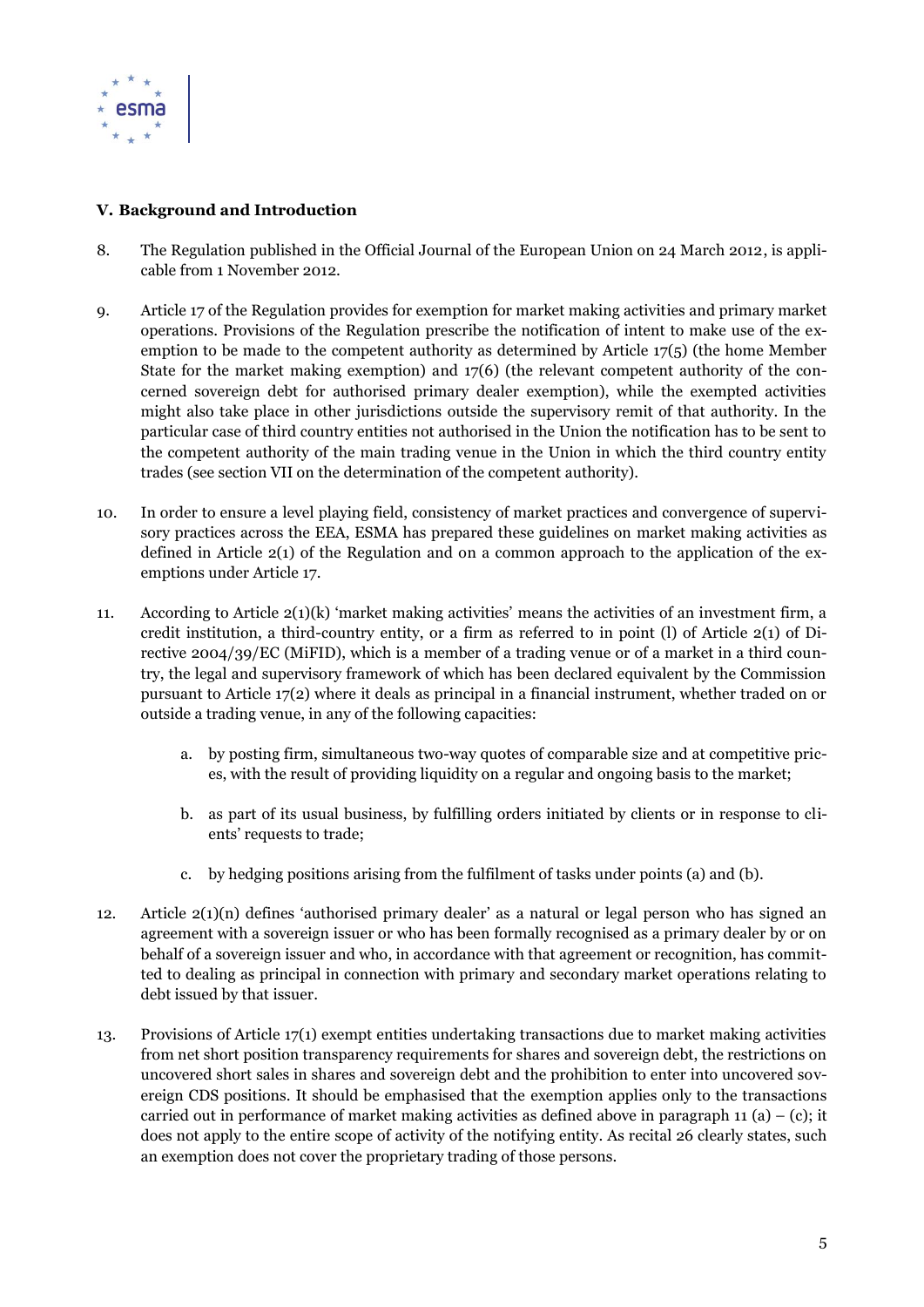## V. Background and Introduction

8. The Regulation published in the Official Journal of the European Union on 24 March 2012, is applicable from 1 November 2012.

9. Article 17 of the Regulation provides for exemption for market making activities and primary market operations. Provisions of the Regulation prescribe the notification of intent to make use of the exemption to be made to the competent authority as determined by Article 17(5) (the home Member State for the market making exemption) and 17(6) (the relevant competent authority of the concerned sovereign debt for authorised primary dealer exemption), while the exempted activities might also take place in other jurisdictions outside the supervisory remit of that authority. In the particular case of third country entities not authorised in the Union the notification has to be sent to the competent authority of the main trading venue in the Union in which the third country entity trades (see section VII on the determination of the competent authority).

10. In order to ensure a level playing field, consistency of market practices and convergence of supervisory practices across the EEA, ESMA has prepared these guidelines on market making activities as defined in Article 2(1) of the Regulation and on a common approach to the application of the exemptions under Article 17.

11. According to Article 2(1)(k) 'market making activities' means the activities of an investment firm, a credit institution, a third-country entity, or a firm as referred to in point (l) of Article 2(1) of Directive 2004/39/EC (MiFID), which is a member of a trading venue or of a market in a third country, the legal and supervisory framework of which has been declared equivalent by the Commission pursuant to Article 17(2) where it deals as principal in a financial instrument, whether traded on or outside a trading venue, in any of the following capacities:

    a. by posting firm, simultaneous two-way quotes of comparable size and at competitive prices, with the result of providing liquidity on a regular and ongoing basis to the market;

    b. as part of its usual business, by fulfilling orders initiated by clients or in response to clients' requests to trade;

    c. by hedging positions arising from the fulfilment of tasks under points (a) and (b).

12. Article 2(1)(n) defines 'authorised primary dealer' as a natural or legal person who has signed an agreement with a sovereign issuer or who has been formally recognised as a primary dealer by or on behalf of a sovereign issuer and who, in accordance with that agreement or recognition, has committed to dealing as principal in connection with primary and secondary market operations relating to debt issued by that issuer.

13. Provisions of Article 17(1) exempt entities undertaking transactions due to market making activities from net short position transparency requirements for shares and sovereign debt, the restrictions on uncovered short sales in shares and sovereign debt and the prohibition to enter into uncovered sovereign CDS positions. It should be emphasised that the exemption applies only to the transactions carried out in performance of market making activities as defined above in paragraph 11 (a) – (c); it does not apply to the entire scope of activity of the notifying entity. As recital 26 clearly states, such an exemption does not cover the proprietary trading of those persons.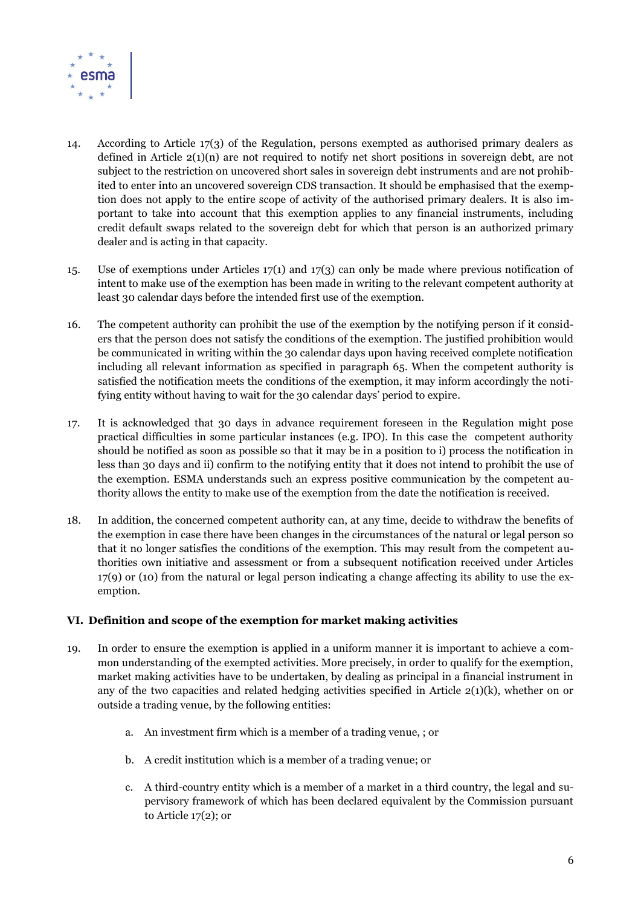14. According to Article 17(3) of the Regulation, persons exempted as authorised primary dealers as defined in Article 2(1)(n) are not required to notify net short positions in sovereign debt, are not subject to the restriction on uncovered short sales in sovereign debt instruments and are not prohibited to enter into an uncovered sovereign CDS transaction. It should be emphasised that the exemption does not apply to the entire scope of activity of the authorised primary dealers. It is also important to take into account that this exemption applies to any financial instruments, including credit default swaps related to the sovereign debt for which that person is an authorized primary dealer and is acting in that capacity.

15. Use of exemptions under Articles 17(1) and 17(3) can only be made where previous notification of intent to make use of the exemption has been made in writing to the relevant competent authority at least 30 calendar days before the intended first use of the exemption.

16. The competent authority can prohibit the use of the exemption by the notifying person if it considers that the person does not satisfy the conditions of the exemption. The justified prohibition would be communicated in writing within the 30 calendar days upon having received complete notification including all relevant information as specified in paragraph 65. When the competent authority is satisfied the notification meets the conditions of the exemption, it may inform accordingly the notifying entity without having to wait for the 30 calendar days' period to expire.

17. It is acknowledged that 30 days in advance requirement foreseen in the Regulation might pose practical difficulties in some particular instances (e.g. IPO). In this case the competent authority should be notified as soon as possible so that it may be in a position to i) process the notification in less than 30 days and ii) confirm to the notifying entity that it does not intend to prohibit the use of the exemption. ESMA understands such an express positive communication by the competent authority allows the entity to make use of the exemption from the date the notification is received.

18. In addition, the concerned competent authority can, at any time, decide to withdraw the benefits of the exemption in case there have been changes in the circumstances of the natural or legal person so that it no longer satisfies the conditions of the exemption. This may result from the competent authorities own initiative and assessment or from a subsequent notification received under Articles 17(9) or (10) from the natural or legal person indicating a change affecting its ability to use the exemption.

### VI. Definition and scope of the exemption for market making activities

19. In order to ensure the exemption is applied in a uniform manner it is important to achieve a common understanding of the exempted activities. More precisely, in order to qualify for the exemption, market making activities have to be undertaken, by dealing as principal in a financial instrument in any of the two capacities and related hedging activities specified in Article 2(1)(k), whether on or outside a trading venue, by the following entities:

    a. An investment firm which is a member of a trading venue, ; or

    b. A credit institution which is a member of a trading venue; or

    c. A third-country entity which is a member of a market in a third country, the legal and supervisory framework of which has been declared equivalent by the Commission pursuant to Article 17(2); or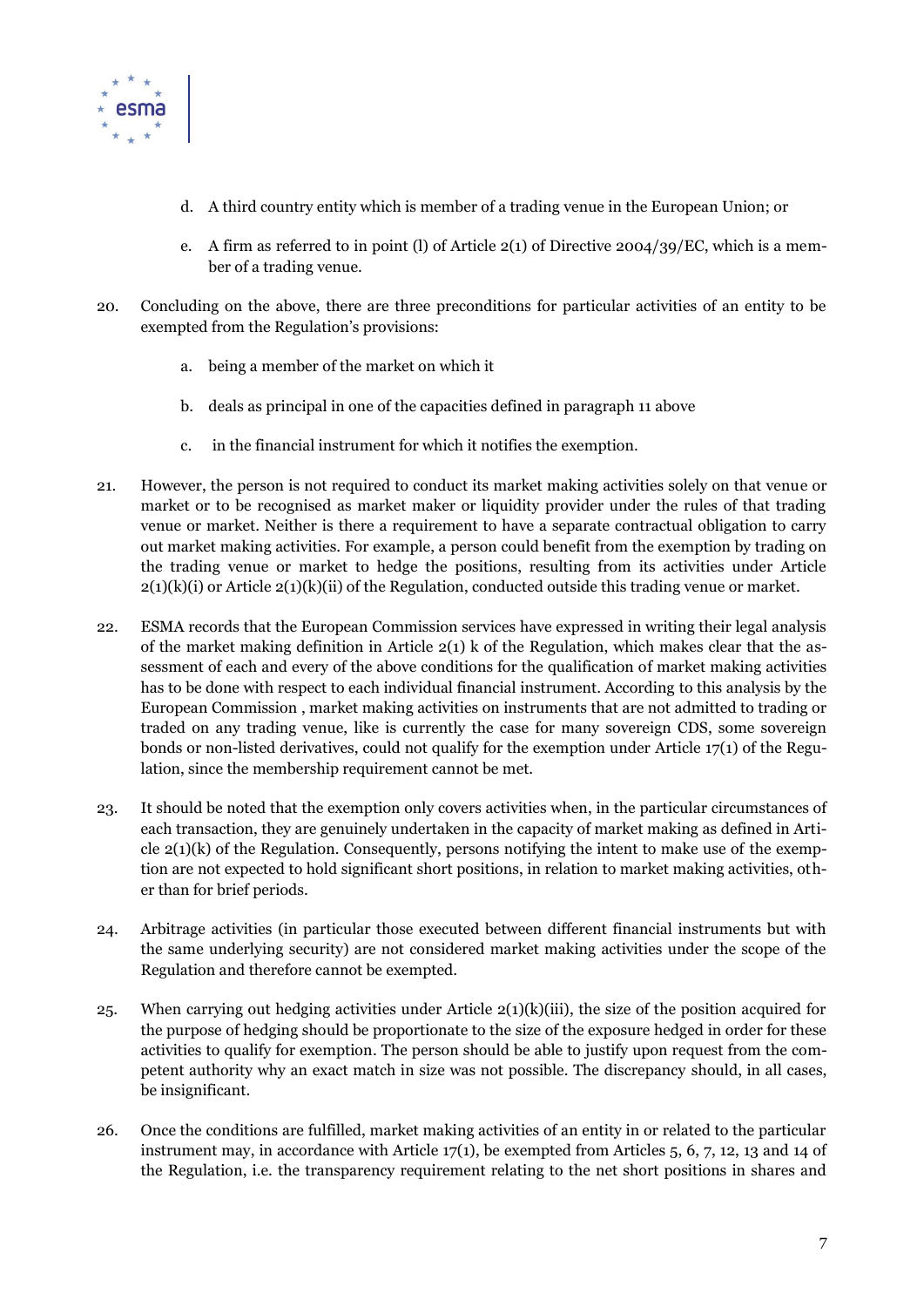d. A third country entity which is member of a trading venue in the European Union; or

e. A firm as referred to in point (l) of Article 2(1) of Directive 2004/39/EC, which is a member of a trading venue.

20. Concluding on the above, there are three preconditions for particular activities of an entity to be exempted from the Regulation's provisions:

    a. being a member of the market on which it

    b. deals as principal in one of the capacities defined in paragraph 11 above

    c. in the financial instrument for which it notifies the exemption.

21. However, the person is not required to conduct its market making activities solely on that venue or market or to be recognised as market maker or liquidity provider under the rules of that trading venue or market. Neither is there a requirement to have a separate contractual obligation to carry out market making activities. For example, a person could benefit from the exemption by trading on the trading venue or market to hedge the positions, resulting from its activities under Article 2(1)(k)(i) or Article 2(1)(k)(ii) of the Regulation, conducted outside this trading venue or market.

22. ESMA records that the European Commission services have expressed in writing their legal analysis of the market making definition in Article 2(1) k of the Regulation, which makes clear that the assessment of each and every of the above conditions for the qualification of market making activities has to be done with respect to each individual financial instrument. According to this analysis by the European Commission , market making activities on instruments that are not admitted to trading or traded on any trading venue, like is currently the case for many sovereign CDS, some sovereign bonds or non-listed derivatives, could not qualify for the exemption under Article 17(1) of the Regulation, since the membership requirement cannot be met.

23. It should be noted that the exemption only covers activities when, in the particular circumstances of each transaction, they are genuinely undertaken in the capacity of market making as defined in Article 2(1)(k) of the Regulation. Consequently, persons notifying the intent to make use of the exemption are not expected to hold significant short positions, in relation to market making activities, other than for brief periods.

24. Arbitrage activities (in particular those executed between different financial instruments but with the same underlying security) are not considered market making activities under the scope of the Regulation and therefore cannot be exempted.

25. When carrying out hedging activities under Article 2(1)(k)(iii), the size of the position acquired for the purpose of hedging should be proportionate to the size of the exposure hedged in order for these activities to qualify for exemption. The person should be able to justify upon request from the competent authority why an exact match in size was not possible. The discrepancy should, in all cases, be insignificant.

26. Once the conditions are fulfilled, market making activities of an entity in or related to the particular instrument may, in accordance with Article 17(1), be exempted from Articles 5, 6, 7, 12, 13 and 14 of the Regulation, i.e. the transparency requirement relating to the net short positions in shares and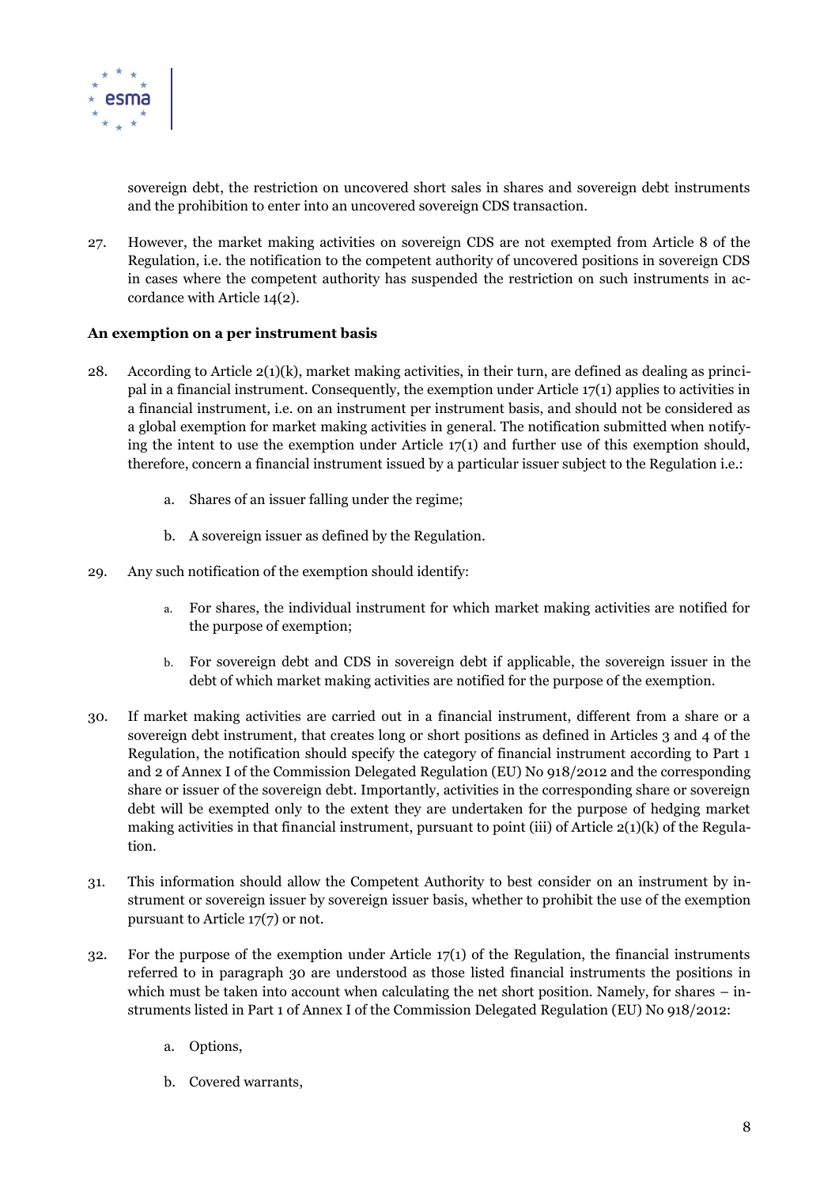sovereign debt, the restriction on uncovered short sales in shares and sovereign debt instruments and the prohibition to enter into an uncovered sovereign CDS transaction.

27. However, the market making activities on sovereign CDS are not exempted from Article 8 of the Regulation, i.e. the notification to the competent authority of uncovered positions in sovereign CDS in cases where the competent authority has suspended the restriction on such instruments in accordance with Article 14(2).

**An exemption on a per instrument basis**

28. According to Article 2(1)(k), market making activities, in their turn, are defined as dealing as principal in a financial instrument. Consequently, the exemption under Article 17(1) applies to activities in a financial instrument, i.e. on an instrument per instrument basis, and should not be considered as a global exemption for market making activities in general. The notification submitted when notifying the intent to use the exemption under Article 17(1) and further use of this exemption should, therefore, concern a financial instrument issued by a particular issuer subject to the Regulation i.e.:

    a. Shares of an issuer falling under the regime;

    b. A sovereign issuer as defined by the Regulation.

29. Any such notification of the exemption should identify:

    a. For shares, the individual instrument for which market making activities are notified for the purpose of exemption;

    b. For sovereign debt and CDS in sovereign debt if applicable, the sovereign issuer in the debt of which market making activities are notified for the purpose of the exemption.

30. If market making activities are carried out in a financial instrument, different from a share or a sovereign debt instrument, that creates long or short positions as defined in Articles 3 and 4 of the Regulation, the notification should specify the category of financial instrument according to Part 1 and 2 of Annex I of the Commission Delegated Regulation (EU) No 918/2012 and the corresponding share or issuer of the sovereign debt. Importantly, activities in the corresponding share or sovereign debt will be exempted only to the extent they are undertaken for the purpose of hedging market making activities in that financial instrument, pursuant to point (iii) of Article 2(1)(k) of the Regulation.

31. This information should allow the Competent Authority to best consider on an instrument by instrument or sovereign issuer by sovereign issuer basis, whether to prohibit the use of the exemption pursuant to Article 17(7) or not.

32. For the purpose of the exemption under Article 17(1) of the Regulation, the financial instruments referred to in paragraph 30 are understood as those listed financial instruments the positions in which must be taken into account when calculating the net short position. Namely, for shares – instruments listed in Part 1 of Annex I of the Commission Delegated Regulation (EU) No 918/2012:

    a. Options,

    b. Covered warrants,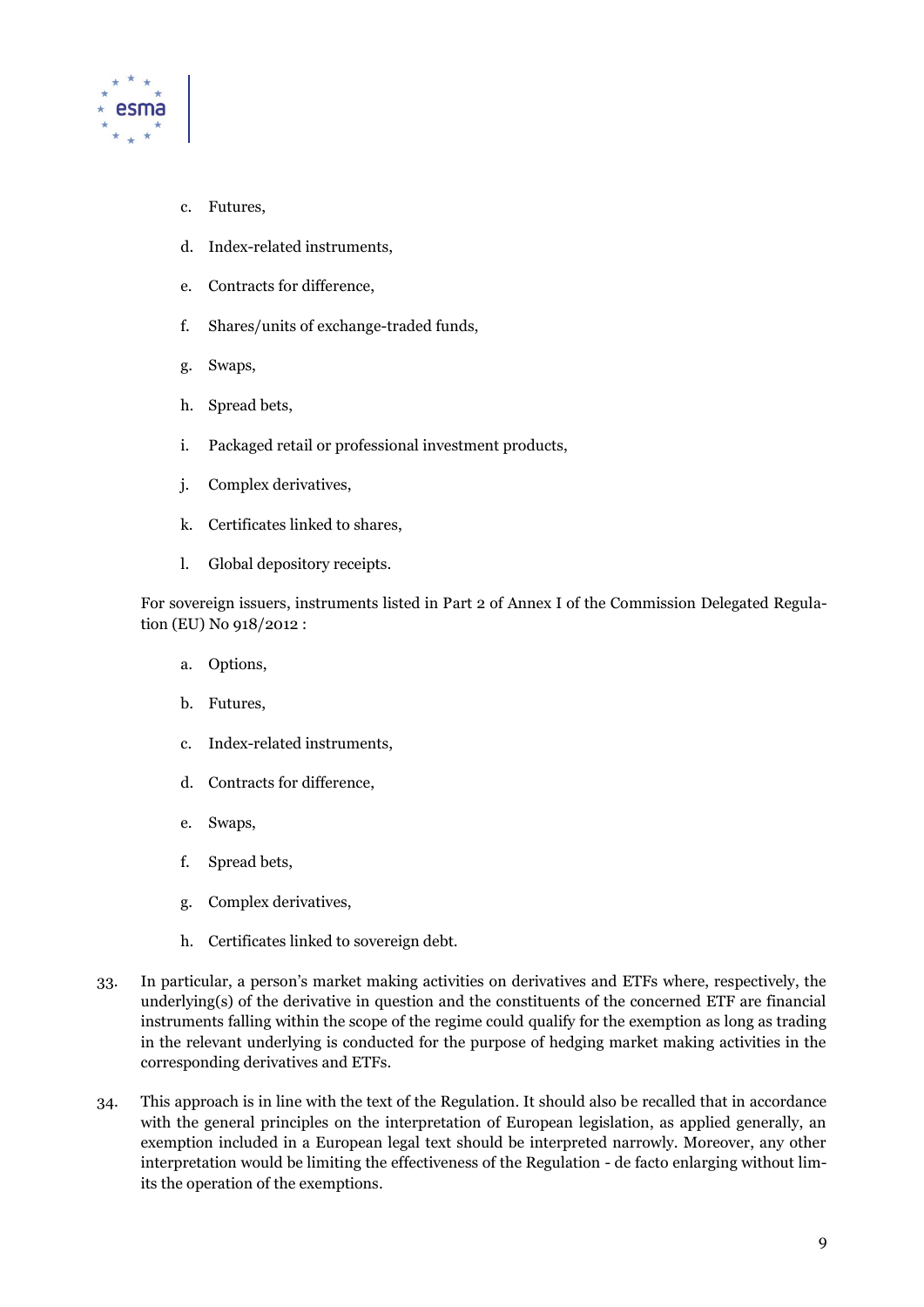c. Futures,

d. Index-related instruments,

e. Contracts for difference,

f. Shares/units of exchange-traded funds,

g. Swaps,

h. Spread bets,

i. Packaged retail or professional investment products,

j. Complex derivatives,

k. Certificates linked to shares,

l. Global depository receipts.

For sovereign issuers, instruments listed in Part 2 of Annex I of the Commission Delegated Regulation (EU) No 918/2012 :

a. Options,

b. Futures,

c. Index-related instruments,

d. Contracts for difference,

e. Swaps,

f. Spread bets,

g. Complex derivatives,

h. Certificates linked to sovereign debt.

33. In particular, a person's market making activities on derivatives and ETFs where, respectively, the underlying(s) of the derivative in question and the constituents of the concerned ETF are financial instruments falling within the scope of the regime could qualify for the exemption as long as trading in the relevant underlying is conducted for the purpose of hedging market making activities in the corresponding derivatives and ETFs.

34. This approach is in line with the text of the Regulation. It should also be recalled that in accordance with the general principles on the interpretation of European legislation, as applied generally, an exemption included in a European legal text should be interpreted narrowly. Moreover, any other interpretation would be limiting the effectiveness of the Regulation - de facto enlarging without limits the operation of the exemptions.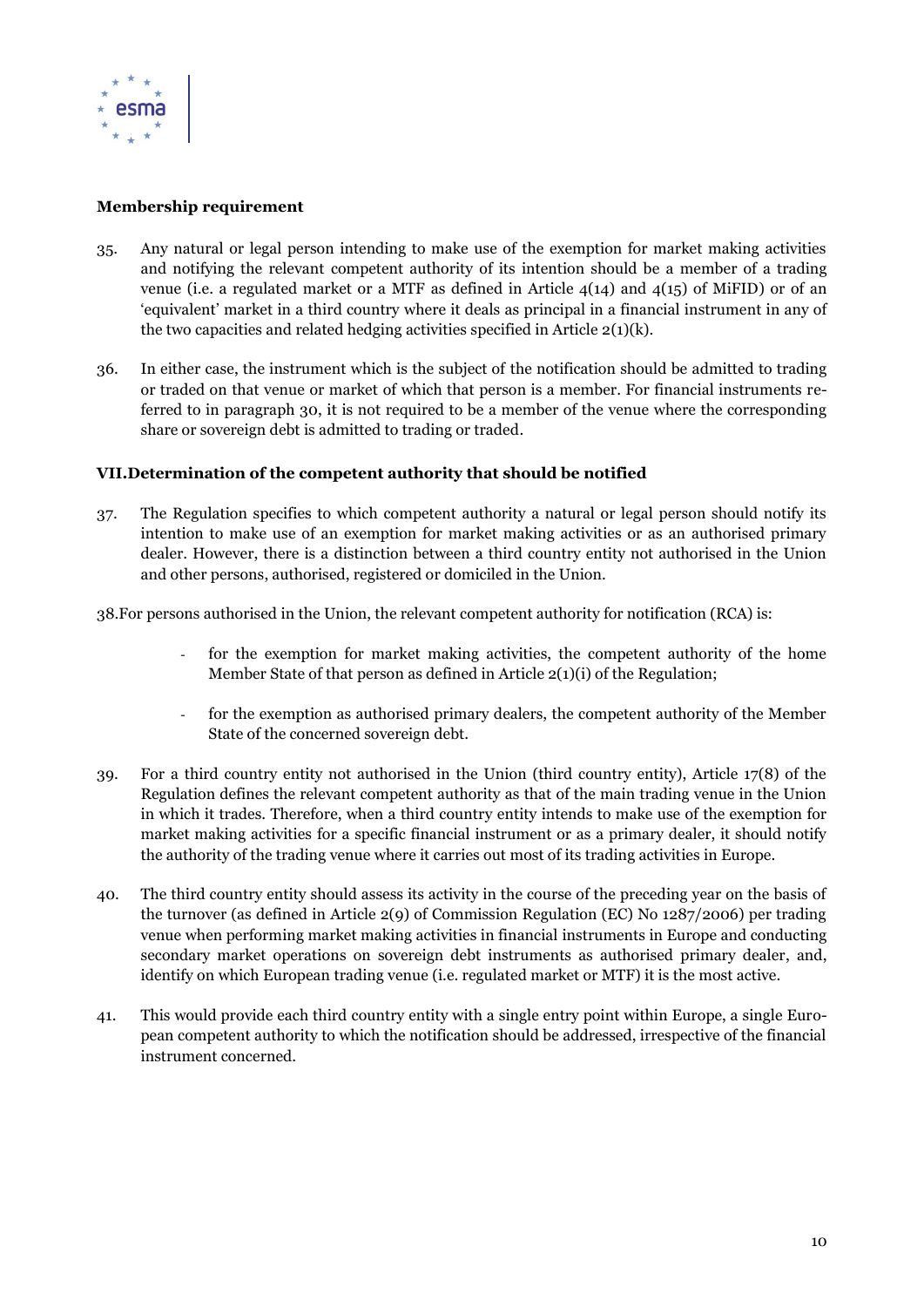### Membership requirement

35. Any natural or legal person intending to make use of the exemption for market making activities and notifying the relevant competent authority of its intention should be a member of a trading venue (i.e. a regulated market or a MTF as defined in Article 4(14) and 4(15) of MiFID) or of an 'equivalent' market in a third country where it deals as principal in a financial instrument in any of the two capacities and related hedging activities specified in Article 2(1)(k).

36. In either case, the instrument which is the subject of the notification should be admitted to trading or traded on that venue or market of which that person is a member. For financial instruments referred to in paragraph 30, it is not required to be a member of the venue where the corresponding share or sovereign debt is admitted to trading or traded.

## VII. Determination of the competent authority that should be notified

37. The Regulation specifies to which competent authority a natural or legal person should notify its intention to make use of an exemption for market making activities or as an authorised primary dealer. However, there is a distinction between a third country entity not authorised in the Union and other persons, authorised, registered or domiciled in the Union.

38. For persons authorised in the Union, the relevant competent authority for notification (RCA) is:

- for the exemption for market making activities, the competent authority of the home Member State of that person as defined in Article 2(1)(i) of the Regulation;
- for the exemption as authorised primary dealers, the competent authority of the Member State of the concerned sovereign debt.

39. For a third country entity not authorised in the Union (third country entity), Article 17(8) of the Regulation defines the relevant competent authority as that of the main trading venue in the Union in which it trades. Therefore, when a third country entity intends to make use of the exemption for market making activities for a specific financial instrument or as a primary dealer, it should notify the authority of the trading venue where it carries out most of its trading activities in Europe.

40. The third country entity should assess its activity in the course of the preceding year on the basis of the turnover (as defined in Article 2(9) of Commission Regulation (EC) No 1287/2006) per trading venue when performing market making activities in financial instruments in Europe and conducting secondary market operations on sovereign debt instruments as authorised primary dealer, and, identify on which European trading venue (i.e. regulated market or MTF) it is the most active.

41. This would provide each third country entity with a single entry point within Europe, a single European competent authority to which the notification should be addressed, irrespective of the financial instrument concerned.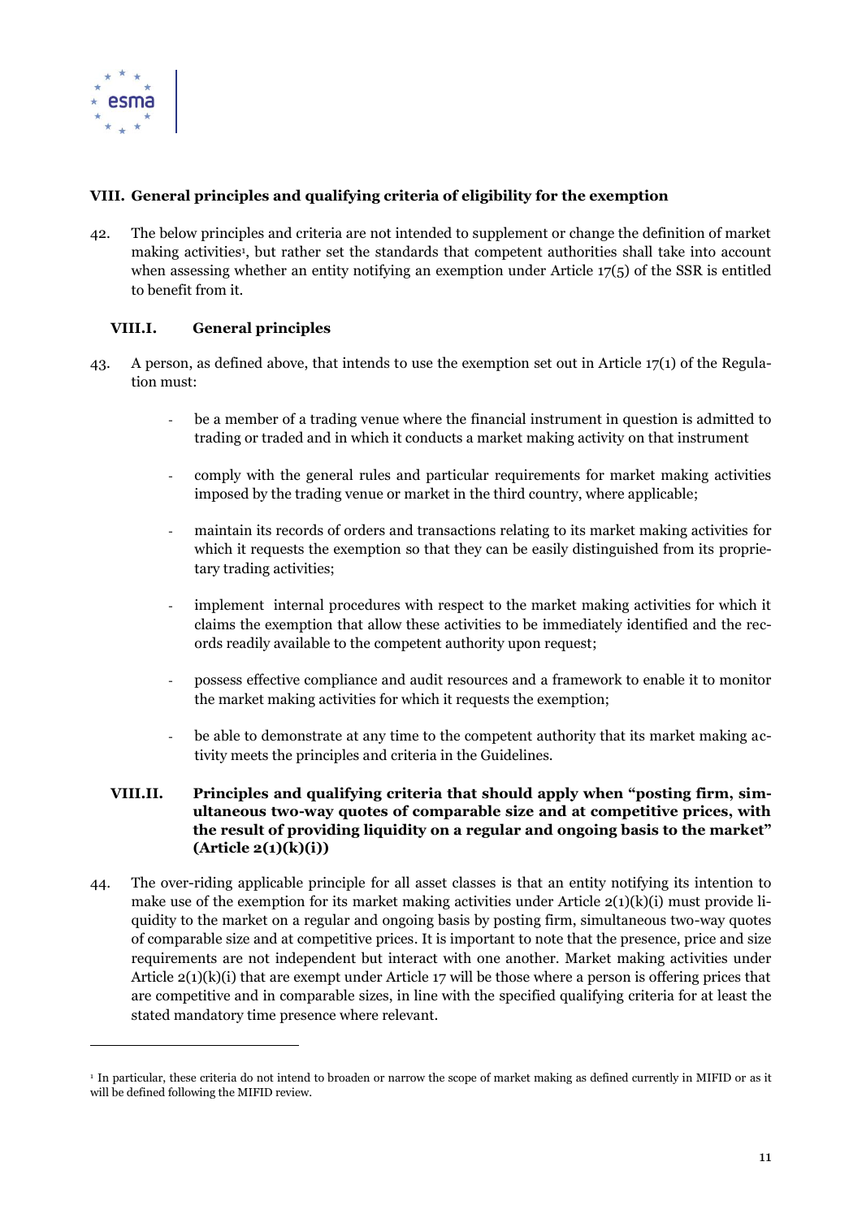## VIII. General principles and qualifying criteria of eligibility for the exemption

42. The below principles and criteria are not intended to supplement or change the definition of market making activities[1], but rather set the standards that competent authorities shall take into account when assessing whether an entity notifying an exemption under Article 17(5) of the SSR is entitled to benefit from it.

### VIII.I. General principles

43. A person, as defined above, that intends to use the exemption set out in Article 17(1) of the Regulation must:

    - be a member of a trading venue where the financial instrument in question is admitted to trading or traded and in which it conducts a market making activity on that instrument
    - comply with the general rules and particular requirements for market making activities imposed by the trading venue or market in the third country, where applicable;
    - maintain its records of orders and transactions relating to its market making activities for which it requests the exemption so that they can be easily distinguished from its proprietary trading activities;
    - implement internal procedures with respect to the market making activities for which it claims the exemption that allow these activities to be immediately identified and the records readily available to the competent authority upon request;
    - possess effective compliance and audit resources and a framework to enable it to monitor the market making activities for which it requests the exemption;
    - be able to demonstrate at any time to the competent authority that its market making activity meets the principles and criteria in the Guidelines.

### VIII.II. Principles and qualifying criteria that should apply when "posting firm, simultaneous two-way quotes of comparable size and at competitive prices, with the result of providing liquidity on a regular and ongoing basis to the market" (Article 2(1)(k)(i))

44. The over-riding applicable principle for all asset classes is that an entity notifying its intention to make use of the exemption for its market making activities under Article 2(1)(k)(i) must provide liquidity to the market on a regular and ongoing basis by posting firm, simultaneous two-way quotes of comparable size and at competitive prices. It is important to note that the presence, price and size requirements are not independent but interact with one another. Market making activities under Article 2(1)(k)(i) that are exempt under Article 17 will be those where a person is offering prices that are competitive and in comparable sizes, in line with the specified qualifying criteria for at least the stated mandatory time presence where relevant.

[1] In particular, these criteria do not intend to broaden or narrow the scope of market making as defined currently in MIFID or as it will be defined following the MIFID review.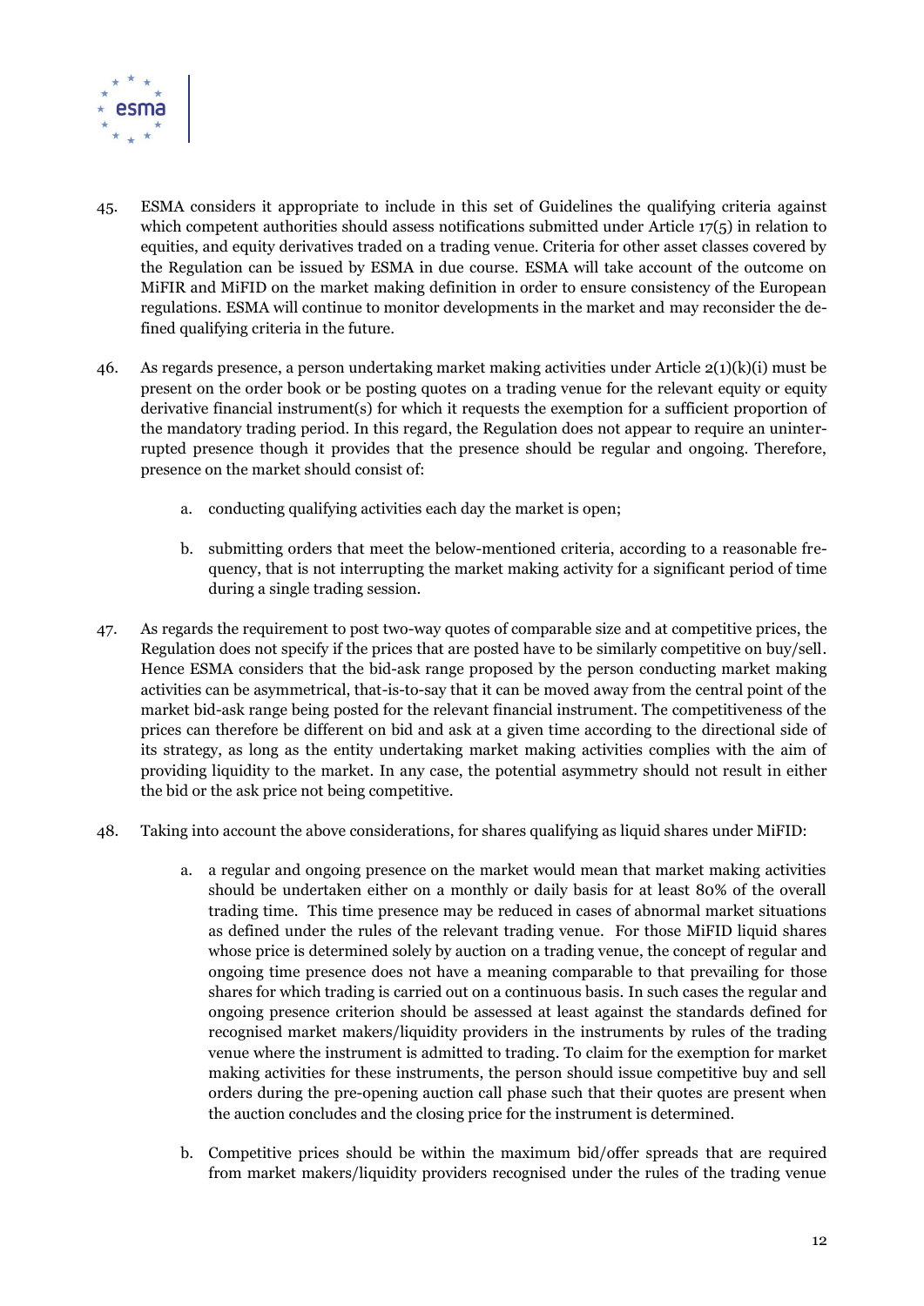45. ESMA considers it appropriate to include in this set of Guidelines the qualifying criteria against which competent authorities should assess notifications submitted under Article 17(5) in relation to equities, and equity derivatives traded on a trading venue. Criteria for other asset classes covered by the Regulation can be issued by ESMA in due course. ESMA will take account of the outcome on MiFIR and MiFID on the market making definition in order to ensure consistency of the European regulations. ESMA will continue to monitor developments in the market and may reconsider the defined qualifying criteria in the future.

46. As regards presence, a person undertaking market making activities under Article 2(1)(k)(i) must be present on the order book or be posting quotes on a trading venue for the relevant equity or equity derivative financial instrument(s) for which it requests the exemption for a sufficient proportion of the mandatory trading period. In this regard, the Regulation does not appear to require an uninterrupted presence though it provides that the presence should be regular and ongoing. Therefore, presence on the market should consist of:

    a. conducting qualifying activities each day the market is open;

    b. submitting orders that meet the below-mentioned criteria, according to a reasonable frequency, that is not interrupting the market making activity for a significant period of time during a single trading session.

47. As regards the requirement to post two-way quotes of comparable size and at competitive prices, the Regulation does not specify if the prices that are posted have to be similarly competitive on buy/sell. Hence ESMA considers that the bid-ask range proposed by the person conducting market making activities can be asymmetrical, that-is-to-say that it can be moved away from the central point of the market bid-ask range being posted for the relevant financial instrument. The competitiveness of the prices can therefore be different on bid and ask at a given time according to the directional side of its strategy, as long as the entity undertaking market making activities complies with the aim of providing liquidity to the market. In any case, the potential asymmetry should not result in either the bid or the ask price not being competitive.

48. Taking into account the above considerations, for shares qualifying as liquid shares under MiFID:

    a. a regular and ongoing presence on the market would mean that market making activities should be undertaken either on a monthly or daily basis for at least 80% of the overall trading time. This time presence may be reduced in cases of abnormal market situations as defined under the rules of the relevant trading venue. For those MiFID liquid shares whose price is determined solely by auction on a trading venue, the concept of regular and ongoing time presence does not have a meaning comparable to that prevailing for those shares for which trading is carried out on a continuous basis. In such cases the regular and ongoing presence criterion should be assessed at least against the standards defined for recognised market makers/liquidity providers in the instruments by rules of the trading venue where the instrument is admitted to trading. To claim for the exemption for market making activities for these instruments, the person should issue competitive buy and sell orders during the pre-opening auction call phase such that their quotes are present when the auction concludes and the closing price for the instrument is determined.

    b. Competitive prices should be within the maximum bid/offer spreads that are required from market makers/liquidity providers recognised under the rules of the trading venue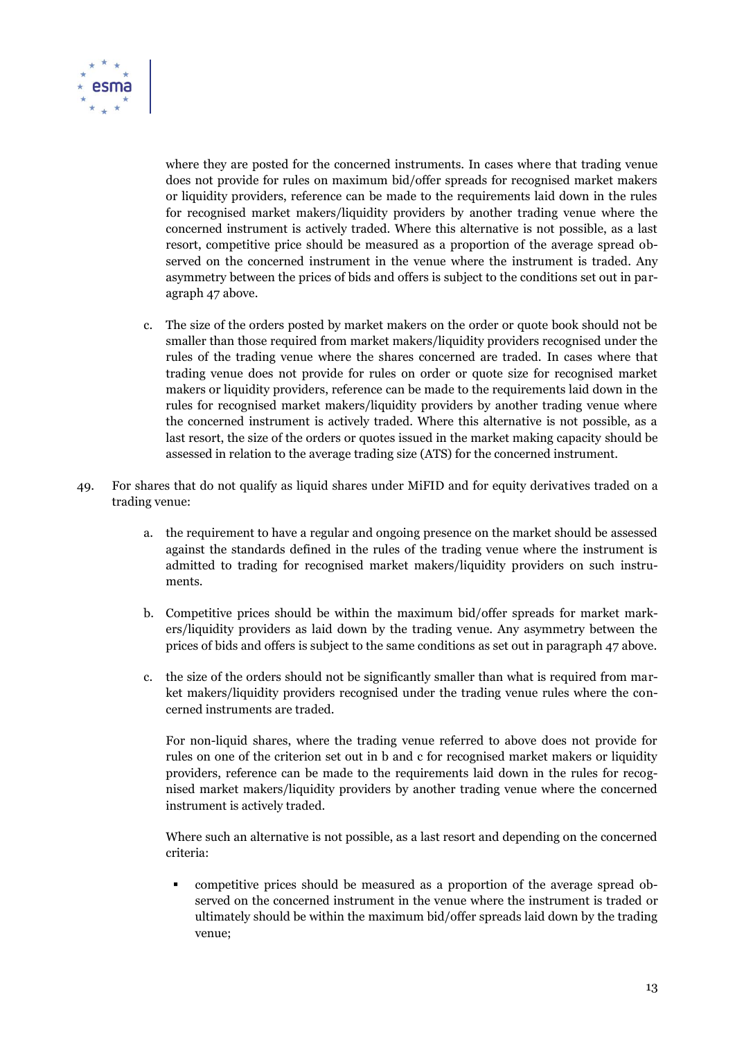where they are posted for the concerned instruments. In cases where that trading venue does not provide for rules on maximum bid/offer spreads for recognised market makers or liquidity providers, reference can be made to the requirements laid down in the rules for recognised market makers/liquidity providers by another trading venue where the concerned instrument is actively traded. Where this alternative is not possible, as a last resort, competitive price should be measured as a proportion of the average spread observed on the concerned instrument in the venue where the instrument is traded. Any asymmetry between the prices of bids and offers is subject to the conditions set out in paragraph 47 above.

c. The size of the orders posted by market makers on the order or quote book should not be smaller than those required from market makers/liquidity providers recognised under the rules of the trading venue where the shares concerned are traded. In cases where that trading venue does not provide for rules on order or quote size for recognised market makers or liquidity providers, reference can be made to the requirements laid down in the rules for recognised market makers/liquidity providers by another trading venue where the concerned instrument is actively traded. Where this alternative is not possible, as a last resort, the size of the orders or quotes issued in the market making capacity should be assessed in relation to the average trading size (ATS) for the concerned instrument.

49. For shares that do not qualify as liquid shares under MiFID and for equity derivatives traded on a trading venue:

   a. the requirement to have a regular and ongoing presence on the market should be assessed against the standards defined in the rules of the trading venue where the instrument is admitted to trading for recognised market makers/liquidity providers on such instruments.

   b. Competitive prices should be within the maximum bid/offer spreads for market makers/liquidity providers as laid down by the trading venue. Any asymmetry between the prices of bids and offers is subject to the same conditions as set out in paragraph 47 above.

   c. the size of the orders should not be significantly smaller than what is required from market makers/liquidity providers recognised under the trading venue rules where the concerned instruments are traded.

   For non-liquid shares, where the trading venue referred to above does not provide for rules on one of the criterion set out in b and c for recognised market makers or liquidity providers, reference can be made to the requirements laid down in the rules for recognised market makers/liquidity providers by another trading venue where the concerned instrument is actively traded.

   Where such an alternative is not possible, as a last resort and depending on the concerned criteria:

   - competitive prices should be measured as a proportion of the average spread observed on the concerned instrument in the venue where the instrument is traded or ultimately should be within the maximum bid/offer spreads laid down by the trading venue;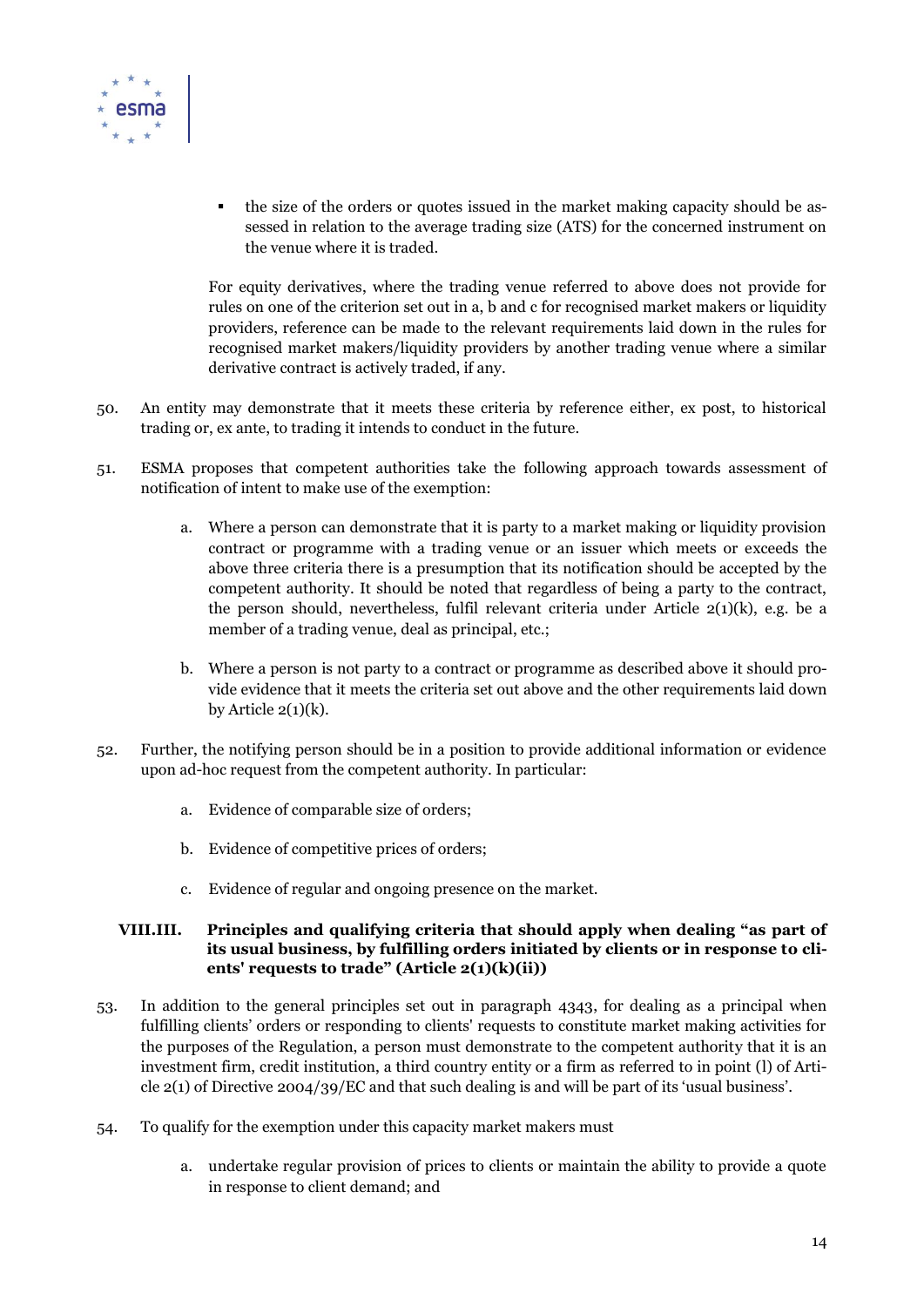- the size of the orders or quotes issued in the market making capacity should be assessed in relation to the average trading size (ATS) for the concerned instrument on the venue where it is traded.

  For equity derivatives, where the trading venue referred to above does not provide for rules on one of the criterion set out in a, b and c for recognised market makers or liquidity providers, reference can be made to the relevant requirements laid down in the rules for recognised market makers/liquidity providers by another trading venue where a similar derivative contract is actively traded, if any.

50. An entity may demonstrate that it meets these criteria by reference either, ex post, to historical trading or, ex ante, to trading it intends to conduct in the future.

51. ESMA proposes that competent authorities take the following approach towards assessment of notification of intent to make use of the exemption:

    a. Where a person can demonstrate that it is party to a market making or liquidity provision contract or programme with a trading venue or an issuer which meets or exceeds the above three criteria there is a presumption that its notification should be accepted by the competent authority. It should be noted that regardless of being a party to the contract, the person should, nevertheless, fulfil relevant criteria under Article 2(1)(k), e.g. be a member of a trading venue, deal as principal, etc.;

    b. Where a person is not party to a contract or programme as described above it should provide evidence that it meets the criteria set out above and the other requirements laid down by Article 2(1)(k).

52. Further, the notifying person should be in a position to provide additional information or evidence upon ad-hoc request from the competent authority. In particular:

    a. Evidence of comparable size of orders;

    b. Evidence of competitive prices of orders;

    c. Evidence of regular and ongoing presence on the market.

### VIII.III. Principles and qualifying criteria that should apply when dealing "as part of its usual business, by fulfilling orders initiated by clients or in response to clients' requests to trade" (Article 2(1)(k)(ii))

53. In addition to the general principles set out in paragraph 4343, for dealing as a principal when fulfilling clients' orders or responding to clients' requests to constitute market making activities for the purposes of the Regulation, a person must demonstrate to the competent authority that it is an investment firm, credit institution, a third country entity or a firm as referred to in point (l) of Article 2(1) of Directive 2004/39/EC and that such dealing is and will be part of its 'usual business'.

54. To qualify for the exemption under this capacity market makers must

    a. undertake regular provision of prices to clients or maintain the ability to provide a quote in response to client demand; and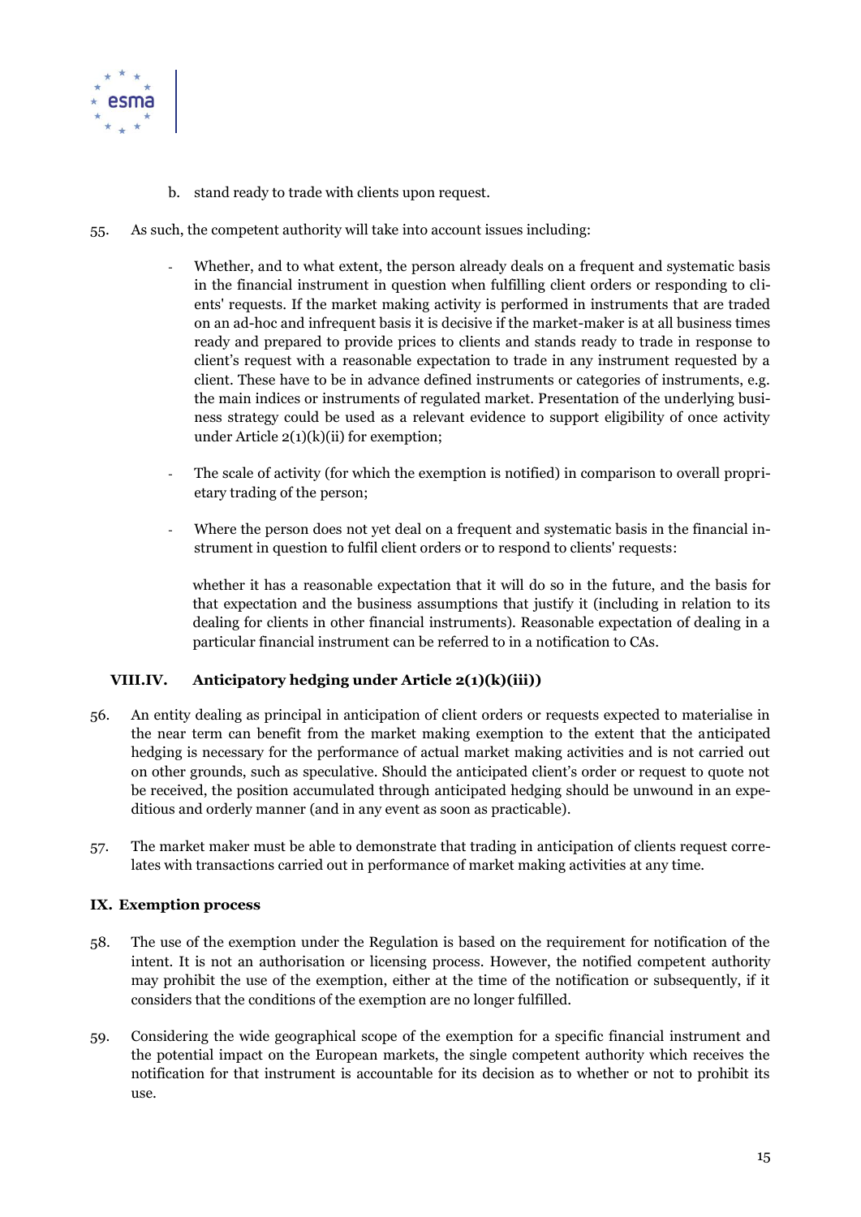b. stand ready to trade with clients upon request.

55. As such, the competent authority will take into account issues including:

- Whether, and to what extent, the person already deals on a frequent and systematic basis in the financial instrument in question when fulfilling client orders or responding to clients' requests. If the market making activity is performed in instruments that are traded on an ad-hoc and infrequent basis it is decisive if the market-maker is at all business times ready and prepared to provide prices to clients and stands ready to trade in response to client's request with a reasonable expectation to trade in any instrument requested by a client. These have to be in advance defined instruments or categories of instruments, e.g. the main indices or instruments of regulated market. Presentation of the underlying business strategy could be used as a relevant evidence to support eligibility of once activity under Article 2(1)(k)(ii) for exemption;

- The scale of activity (for which the exemption is notified) in comparison to overall proprietary trading of the person;

- Where the person does not yet deal on a frequent and systematic basis in the financial instrument in question to fulfil client orders or to respond to clients' requests:

  whether it has a reasonable expectation that it will do so in the future, and the basis for that expectation and the business assumptions that justify it (including in relation to its dealing for clients in other financial instruments). Reasonable expectation of dealing in a particular financial instrument can be referred to in a notification to CAs.

### VIII.IV. Anticipatory hedging under Article 2(1)(k)(iii))

56. An entity dealing as principal in anticipation of client orders or requests expected to materialise in the near term can benefit from the market making exemption to the extent that the anticipated hedging is necessary for the performance of actual market making activities and is not carried out on other grounds, such as speculative. Should the anticipated client's order or request to quote not be received, the position accumulated through anticipated hedging should be unwound in an expeditious and orderly manner (and in any event as soon as practicable).

57. The market maker must be able to demonstrate that trading in anticipation of clients request correlates with transactions carried out in performance of market making activities at any time.

## IX. Exemption process

58. The use of the exemption under the Regulation is based on the requirement for notification of the intent. It is not an authorisation or licensing process. However, the notified competent authority may prohibit the use of the exemption, either at the time of the notification or subsequently, if it considers that the conditions of the exemption are no longer fulfilled.

59. Considering the wide geographical scope of the exemption for a specific financial instrument and the potential impact on the European markets, the single competent authority which receives the notification for that instrument is accountable for its decision as to whether or not to prohibit its use.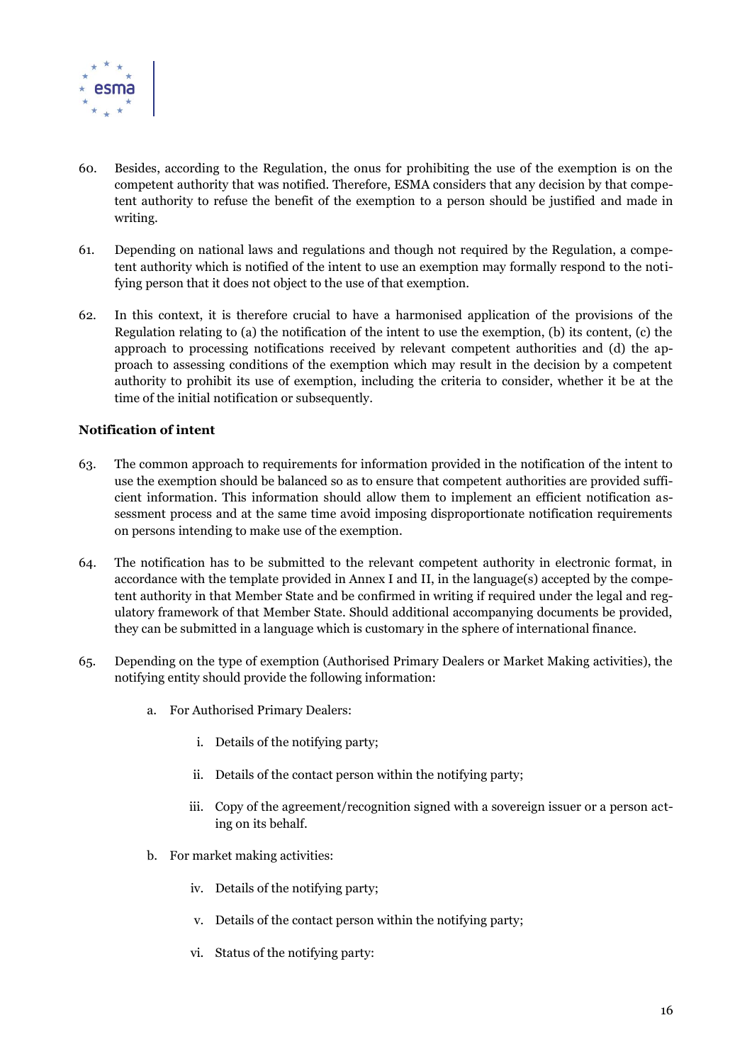60. Besides, according to the Regulation, the onus for prohibiting the use of the exemption is on the competent authority that was notified. Therefore, ESMA considers that any decision by that competent authority to refuse the benefit of the exemption to a person should be justified and made in writing.

61. Depending on national laws and regulations and though not required by the Regulation, a competent authority which is notified of the intent to use an exemption may formally respond to the notifying person that it does not object to the use of that exemption.

62. In this context, it is therefore crucial to have a harmonised application of the provisions of the Regulation relating to (a) the notification of the intent to use the exemption, (b) its content, (c) the approach to processing notifications received by relevant competent authorities and (d) the approach to assessing conditions of the exemption which may result in the decision by a competent authority to prohibit its use of exemption, including the criteria to consider, whether it be at the time of the initial notification or subsequently.

**Notification of intent**

63. The common approach to requirements for information provided in the notification of the intent to use the exemption should be balanced so as to ensure that competent authorities are provided sufficient information. This information should allow them to implement an efficient notification assessment process and at the same time avoid imposing disproportionate notification requirements on persons intending to make use of the exemption.

64. The notification has to be submitted to the relevant competent authority in electronic format, in accordance with the template provided in Annex I and II, in the language(s) accepted by the competent authority in that Member State and be confirmed in writing if required under the legal and regulatory framework of that Member State. Should additional accompanying documents be provided, they can be submitted in a language which is customary in the sphere of international finance.

65. Depending on the type of exemption (Authorised Primary Dealers or Market Making activities), the notifying entity should provide the following information:

    a. For Authorised Primary Dealers:

        i. Details of the notifying party;

        ii. Details of the contact person within the notifying party;

        iii. Copy of the agreement/recognition signed with a sovereign issuer or a person acting on its behalf.

    b. For market making activities:

        iv. Details of the notifying party;

        v. Details of the contact person within the notifying party;

        vi. Status of the notifying party: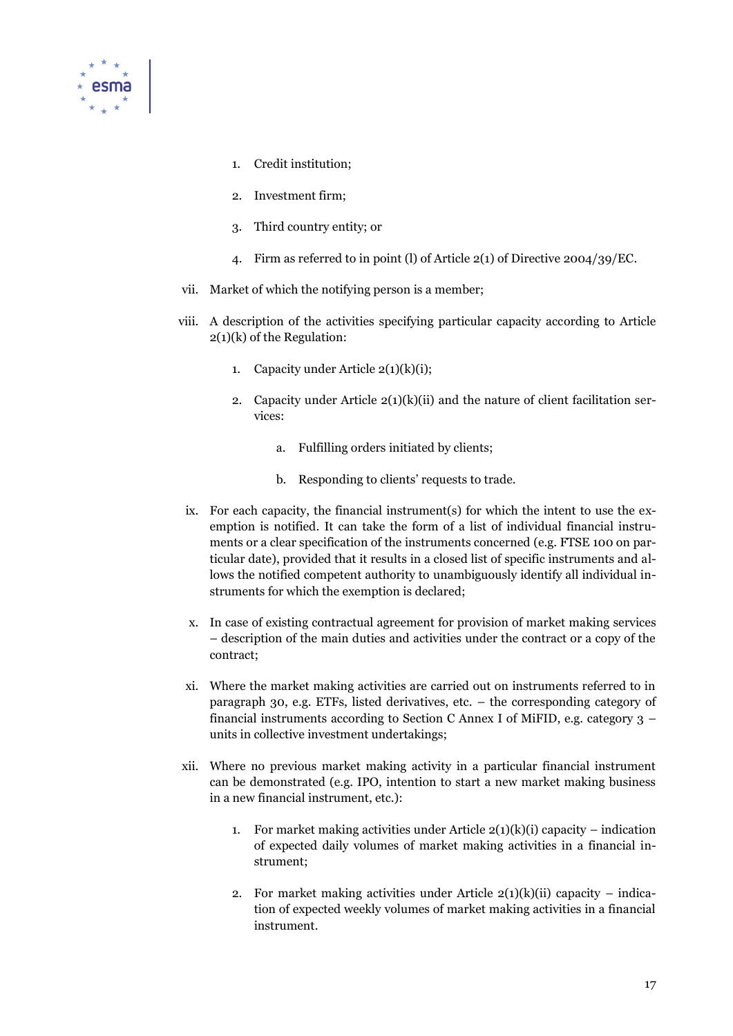1. Credit institution;

2. Investment firm;

3. Third country entity; or

4. Firm as referred to in point (l) of Article 2(1) of Directive 2004/39/EC.

vii. Market of which the notifying person is a member;

viii. A description of the activities specifying particular capacity according to Article 2(1)(k) of the Regulation:

1. Capacity under Article 2(1)(k)(i);

2. Capacity under Article 2(1)(k)(ii) and the nature of client facilitation services:

   a. Fulfilling orders initiated by clients;

   b. Responding to clients' requests to trade.

ix. For each capacity, the financial instrument(s) for which the intent to use the exemption is notified. It can take the form of a list of individual financial instruments or a clear specification of the instruments concerned (e.g. FTSE 100 on particular date), provided that it results in a closed list of specific instruments and allows the notified competent authority to unambiguously identify all individual instruments for which the exemption is declared;

x. In case of existing contractual agreement for provision of market making services – description of the main duties and activities under the contract or a copy of the contract;

xi. Where the market making activities are carried out on instruments referred to in paragraph 30, e.g. ETFs, listed derivatives, etc. – the corresponding category of financial instruments according to Section C Annex I of MiFID, e.g. category 3 – units in collective investment undertakings;

xii. Where no previous market making activity in a particular financial instrument can be demonstrated (e.g. IPO, intention to start a new market making business in a new financial instrument, etc.):

1. For market making activities under Article 2(1)(k)(i) capacity – indication of expected daily volumes of market making activities in a financial instrument;

2. For market making activities under Article 2(1)(k)(ii) capacity – indication of expected weekly volumes of market making activities in a financial instrument.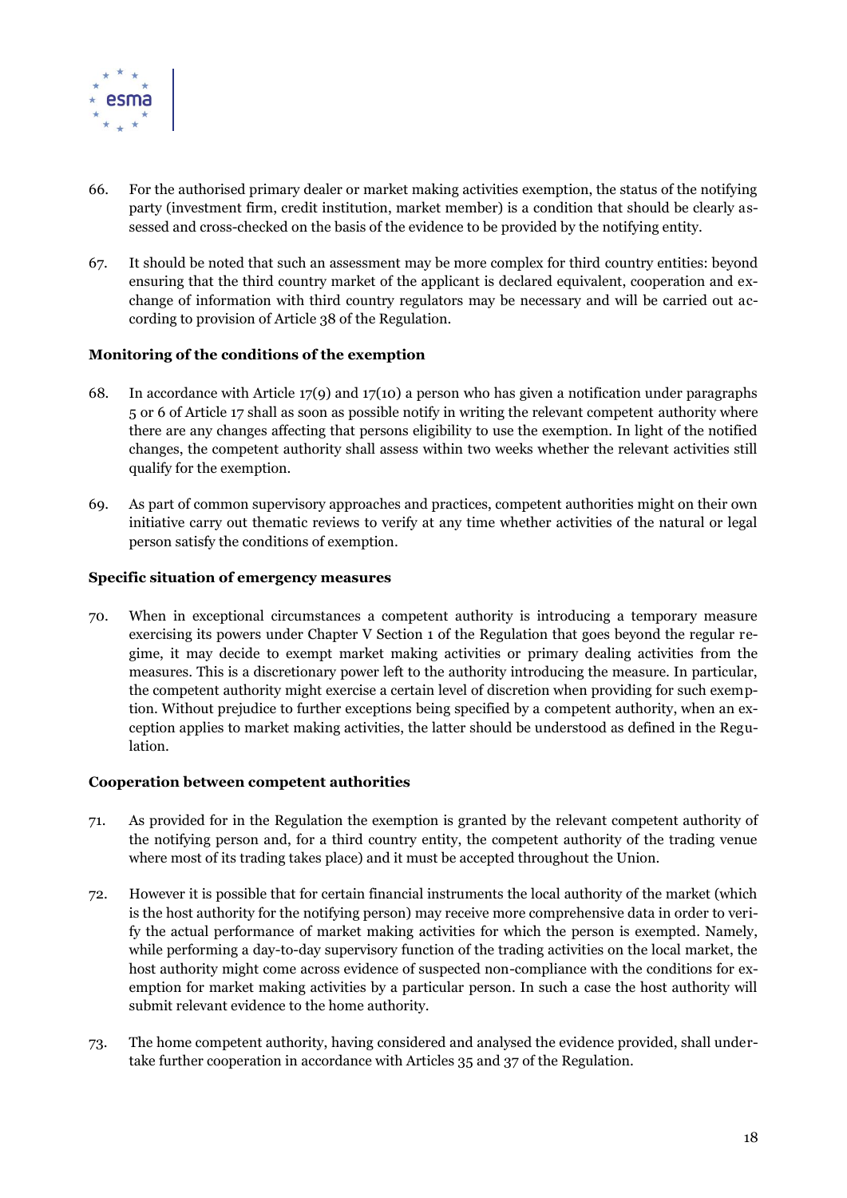66. For the authorised primary dealer or market making activities exemption, the status of the notifying party (investment firm, credit institution, market member) is a condition that should be clearly assessed and cross-checked on the basis of the evidence to be provided by the notifying entity.

67. It should be noted that such an assessment may be more complex for third country entities: beyond ensuring that the third country market of the applicant is declared equivalent, cooperation and exchange of information with third country regulators may be necessary and will be carried out according to provision of Article 38 of the Regulation.

**Monitoring of the conditions of the exemption**

68. In accordance with Article 17(9) and 17(10) a person who has given a notification under paragraphs 5 or 6 of Article 17 shall as soon as possible notify in writing the relevant competent authority where there are any changes affecting that persons eligibility to use the exemption. In light of the notified changes, the competent authority shall assess within two weeks whether the relevant activities still qualify for the exemption.

69. As part of common supervisory approaches and practices, competent authorities might on their own initiative carry out thematic reviews to verify at any time whether activities of the natural or legal person satisfy the conditions of exemption.

**Specific situation of emergency measures**

70. When in exceptional circumstances a competent authority is introducing a temporary measure exercising its powers under Chapter V Section 1 of the Regulation that goes beyond the regular regime, it may decide to exempt market making activities or primary dealing activities from the measures. This is a discretionary power left to the authority introducing the measure. In particular, the competent authority might exercise a certain level of discretion when providing for such exemption. Without prejudice to further exceptions being specified by a competent authority, when an exception applies to market making activities, the latter should be understood as defined in the Regulation.

**Cooperation between competent authorities**

71. As provided for in the Regulation the exemption is granted by the relevant competent authority of the notifying person and, for a third country entity, the competent authority of the trading venue where most of its trading takes place) and it must be accepted throughout the Union.

72. However it is possible that for certain financial instruments the local authority of the market (which is the host authority for the notifying person) may receive more comprehensive data in order to verify the actual performance of market making activities for which the person is exempted. Namely, while performing a day-to-day supervisory function of the trading activities on the local market, the host authority might come across evidence of suspected non-compliance with the conditions for exemption for market making activities by a particular person. In such a case the host authority will submit relevant evidence to the home authority.

73. The home competent authority, having considered and analysed the evidence provided, shall undertake further cooperation in accordance with Articles 35 and 37 of the Regulation.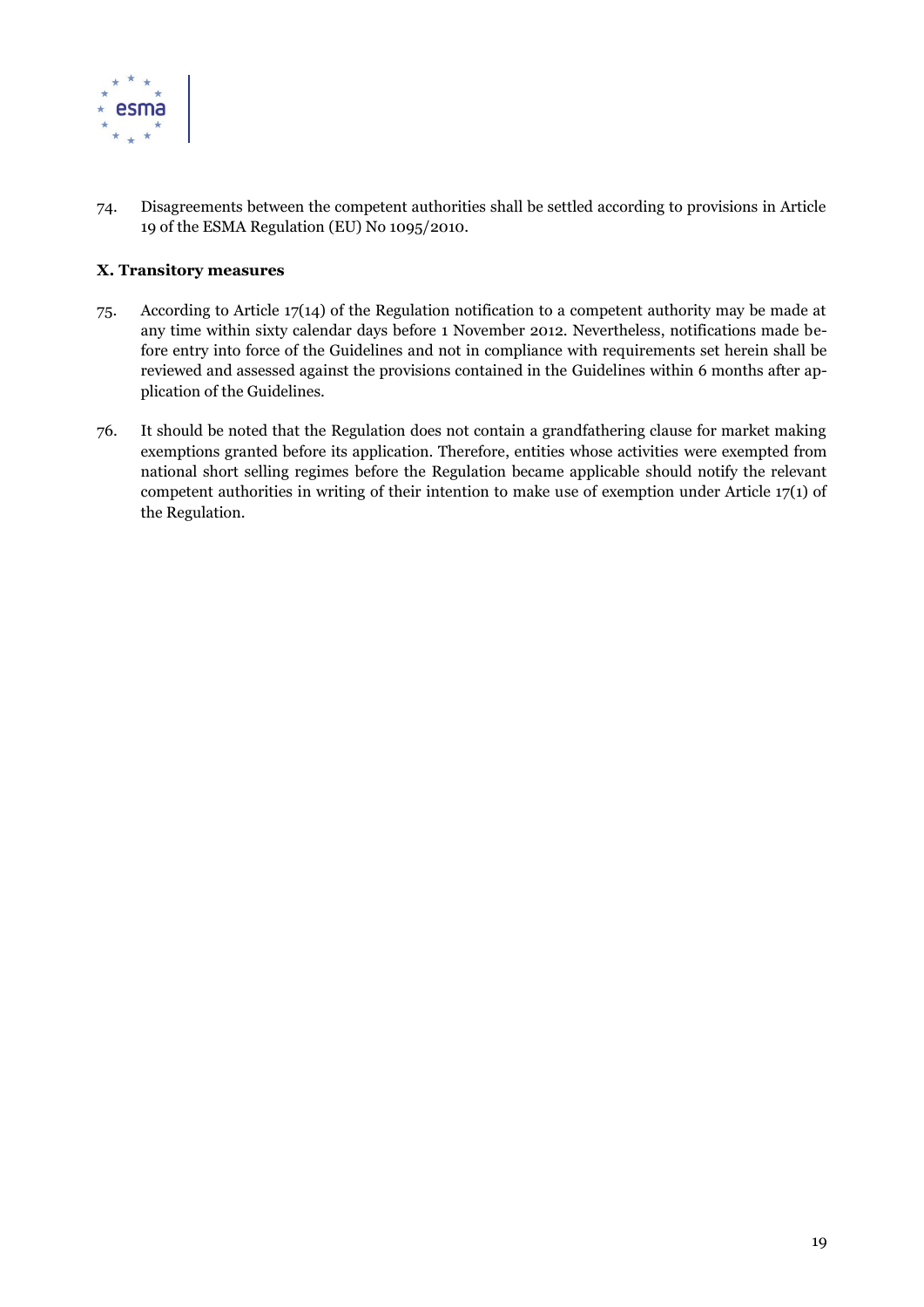74. Disagreements between the competent authorities shall be settled according to provisions in Article 19 of the ESMA Regulation (EU) No 1095/2010.

**X. Transitory measures**

75. According to Article 17(14) of the Regulation notification to a competent authority may be made at any time within sixty calendar days before 1 November 2012. Nevertheless, notifications made before entry into force of the Guidelines and not in compliance with requirements set herein shall be reviewed and assessed against the provisions contained in the Guidelines within 6 months after application of the Guidelines.

76. It should be noted that the Regulation does not contain a grandfathering clause for market making exemptions granted before its application. Therefore, entities whose activities were exempted from national short selling regimes before the Regulation became applicable should notify the relevant competent authorities in writing of their intention to make use of exemption under Article 17(1) of the Regulation.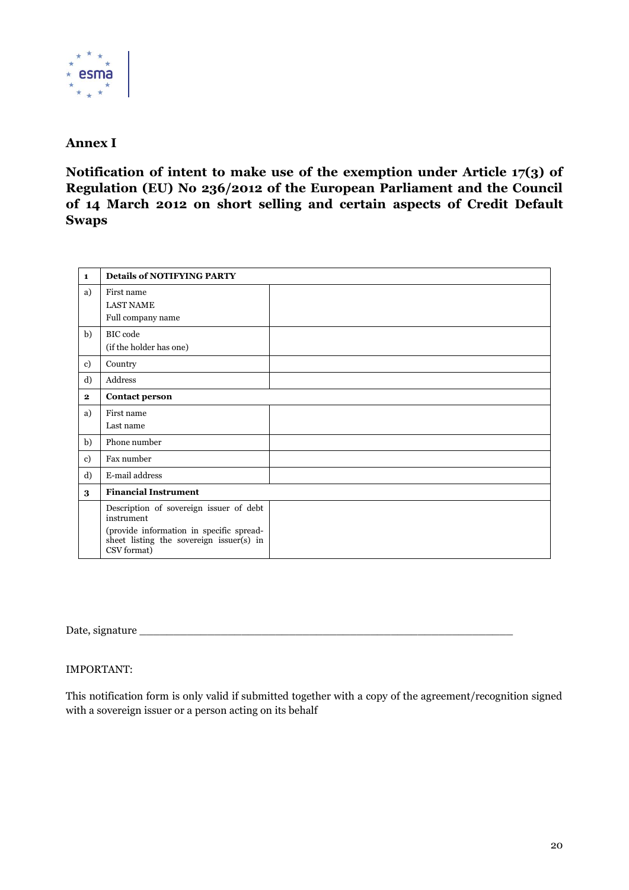## Annex I

### Notification of intent to make use of the exemption under Article 17(3) of Regulation (EU) No 236/2012 of the European Parliament and the Council of 14 March 2012 on short selling and certain aspects of Credit Default Swaps

| **1** | **Details of NOTIFYING PARTY** | |
|---|---|---|
| a) | First name<br>LAST NAME<br>Full company name | |
| b) | BIC code<br>(if the holder has one) | |
| c) | Country | |
| d) | Address | |
| **2** | **Contact person** | |
| a) | First name<br>Last name | |
| b) | Phone number | |
| c) | Fax number | |
| d) | E-mail address | |
| **3** | **Financial Instrument** | |
| | Description of sovereign issuer of debt instrument<br>(provide information in specific spread-sheet listing the sovereign issuer(s) in CSV format) | |

Date, signature ___________________________________________________________

IMPORTANT:

This notification form is only valid if submitted together with a copy of the agreement/recognition signed with a sovereign issuer or a person acting on its behalf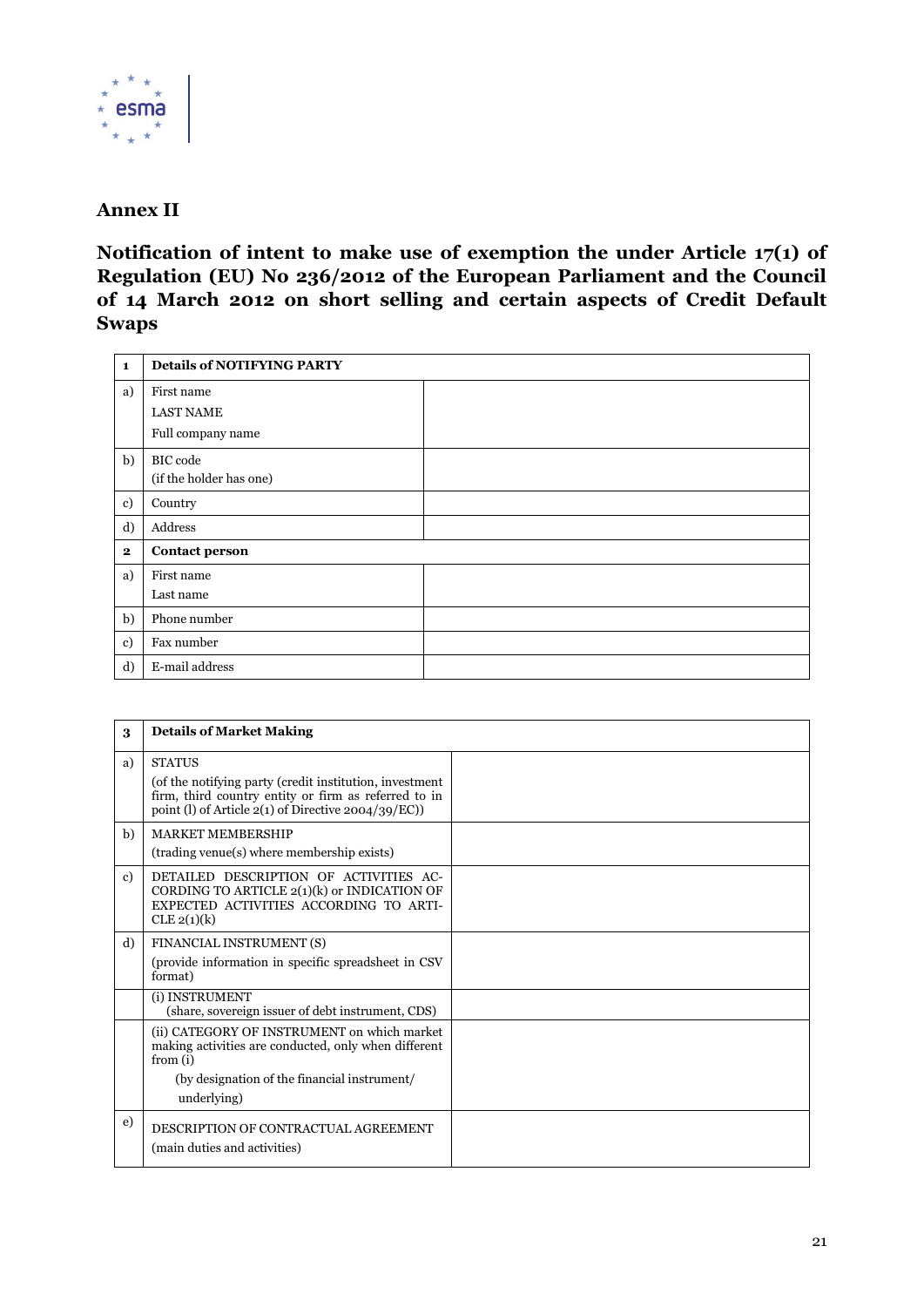## Annex II

### Notification of intent to make use of exemption the under Article 17(1) of Regulation (EU) No 236/2012 of the European Parliament and the Council of 14 March 2012 on short selling and certain aspects of Credit Default Swaps

| 1 | **Details of NOTIFYING PARTY** | |
|---|---|---|
| a) | First name<br>LAST NAME<br>Full company name | |
| b) | BIC code<br>(if the holder has one) | |
| c) | Country | |
| d) | Address | |
| **2** | **Contact person** | |
| a) | First name<br>Last name | |
| b) | Phone number | |
| c) | Fax number | |
| d) | E-mail address | |

| 3 | **Details of Market Making** | |
|---|---|---|
| a) | STATUS<br>(of the notifying party (credit institution, investment firm, third country entity or firm as referred to in point (l) of Article 2(1) of Directive 2004/39/EC)) | |
| b) | MARKET MEMBERSHIP<br>(trading venue(s) where membership exists) | |
| c) | DETAILED DESCRIPTION OF ACTIVITIES ACCORDING TO ARTICLE 2(1)(k) or INDICATION OF EXPECTED ACTIVITIES ACCORDING TO ARTICLE 2(1)(k) | |
| d) | FINANCIAL INSTRUMENT (S)<br>(provide information in specific spreadsheet in CSV format) | |
| | (i) INSTRUMENT<br>(share, sovereign issuer of debt instrument, CDS) | |
| | (ii) CATEGORY OF INSTRUMENT on which market making activities are conducted, only when different from (i)<br>(by designation of the financial instrument/ underlying) | |
| e) | DESCRIPTION OF CONTRACTUAL AGREEMENT<br>(main duties and activities) | |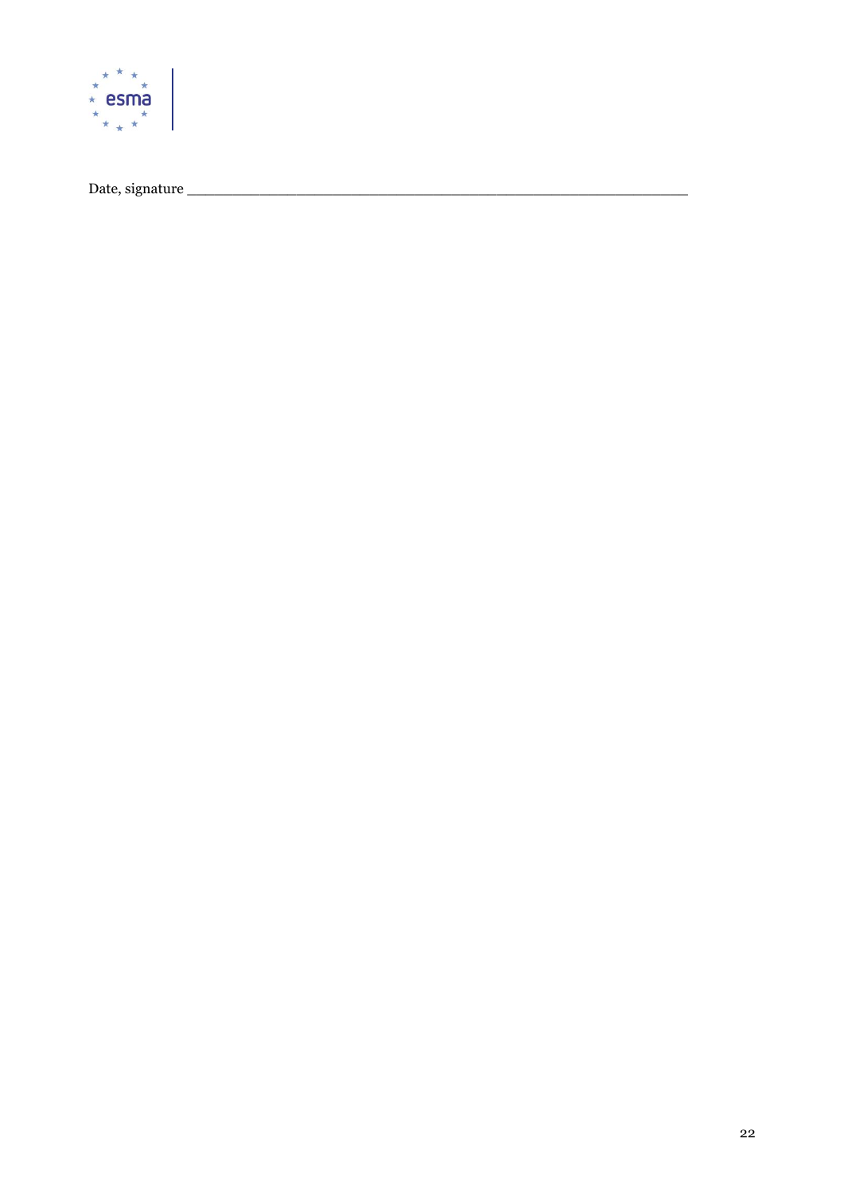Date, signature ___________________________________________________________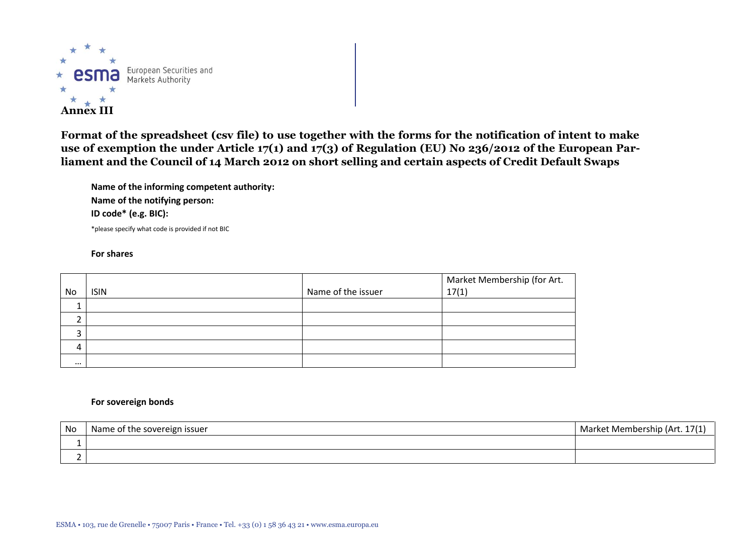**Annex III**

# Format of the spreadsheet (csv file) to use together with the forms for the notification of intent to make use of exemption the under Article 17(1) and 17(3) of Regulation (EU) No 236/2012 of the European Parliament and the Council of 14 March 2012 on short selling and certain aspects of Credit Default Swaps

**Name of the informing competent authority:**

**Name of the notifying person:**

**ID code\* (e.g. BIC):**

*please specify what code is provided if not BIC

**For shares**

| No | ISIN | Name of the issuer | Market Membership (for Art. 17(1) |
|---|---|---|---|
| 1 | | | |
| 2 | | | |
| 3 | | | |
| 4 | | | |
| … | | | |

**For sovereign bonds**

| No | Name of the sovereign issuer | Market Membership (Art. 17(1) |
|---|---|---|
| 1 | | |
| 2 | | |

ESMA • 103, rue de Grenelle • 75007 Paris • France • Tel. +33 (0) 1 58 36 43 21 • www.esma.europa.eu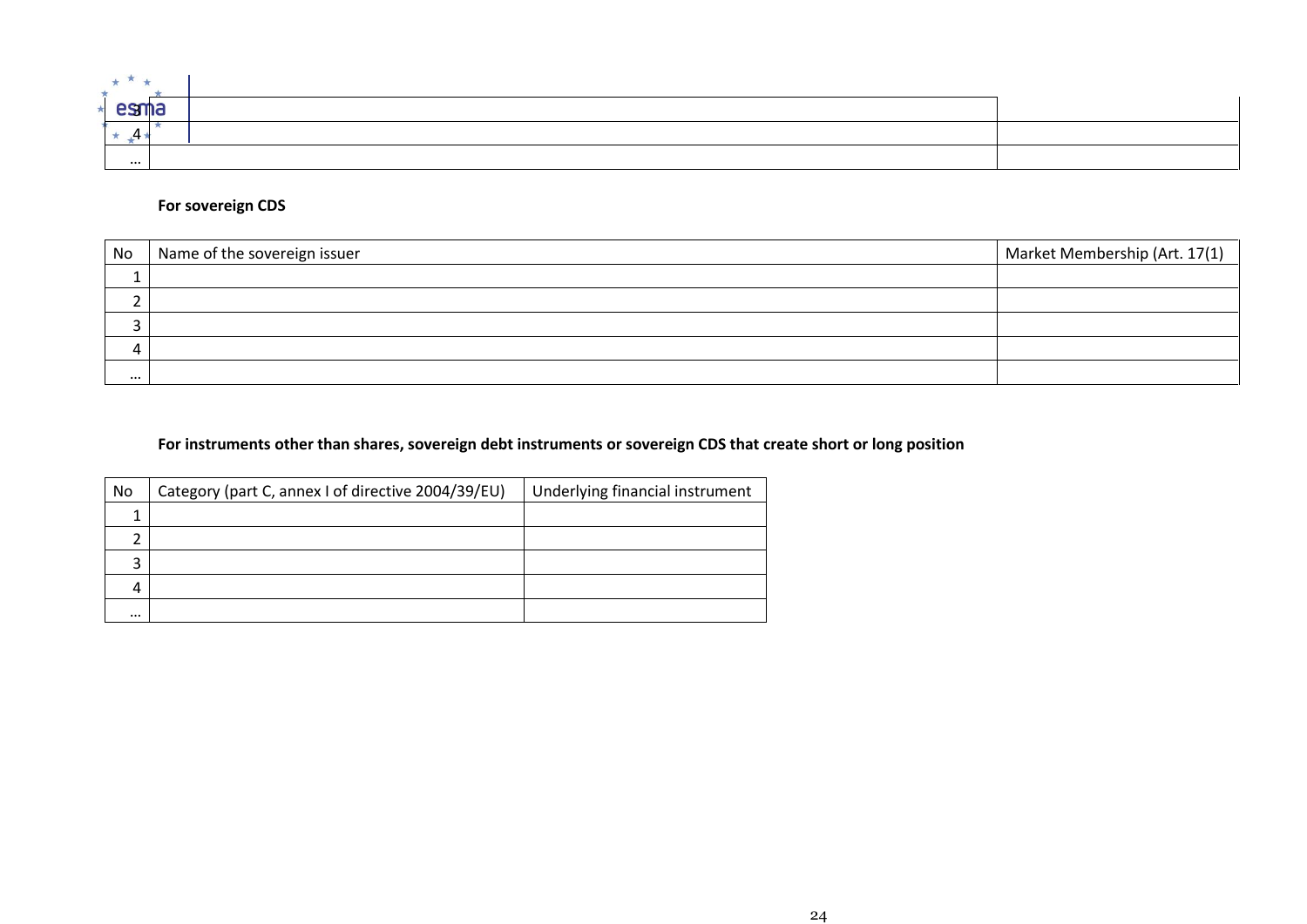| | | |
|---|---|---|
| 3 | | |
| 4 | | |
| … | | |

**For sovereign CDS**

| No | Name of the sovereign issuer | Market Membership (Art. 17(1) |
|---|---|---|
| 1 | | |
| 2 | | |
| 3 | | |
| 4 | | |
| … | | |

**For instruments other than shares, sovereign debt instruments or sovereign CDS that create short or long position**

| No | Category (part C, annex I of directive 2004/39/EU) | Underlying financial instrument |
|---|---|---|
| 1 | | |
| 2 | | |
| 3 | | |
| 4 | | |
| … | | |